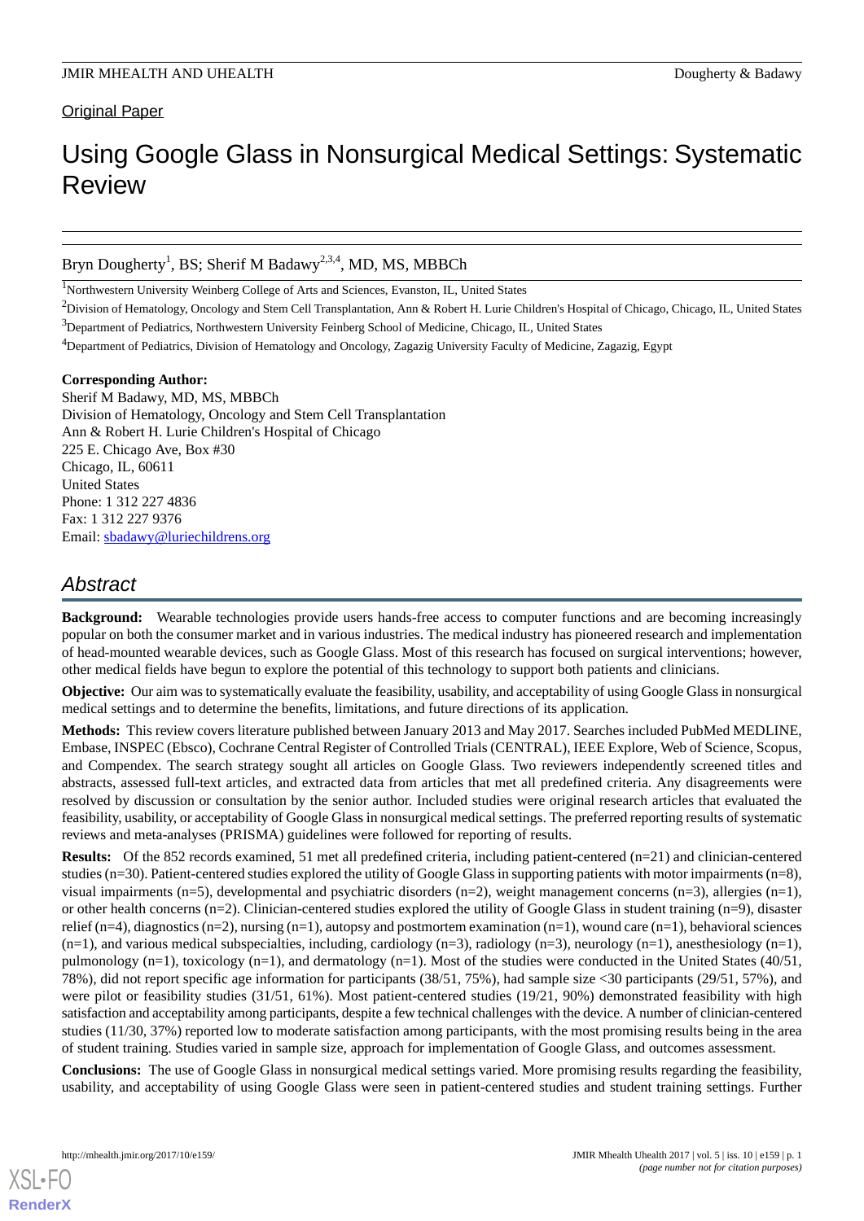Original Paper

# Using Google Glass in Nonsurgical Medical Settings: Systematic Review

Bryn Dougherty[1], BS; Sherif M Badawy[2,3,4], MD, MS, MBBCh

[1]Northwestern University Weinberg College of Arts and Sciences, Evanston, IL, United States

[2]Division of Hematology, Oncology and Stem Cell Transplantation, Ann & Robert H. Lurie Children's Hospital of Chicago, Chicago, IL, United States

[3]Department of Pediatrics, Northwestern University Feinberg School of Medicine, Chicago, IL, United States

[4]Department of Pediatrics, Division of Hematology and Oncology, Zagazig University Faculty of Medicine, Zagazig, Egypt

**Corresponding Author:**
Sherif M Badawy, MD, MS, MBBCh
Division of Hematology, Oncology and Stem Cell Transplantation
Ann & Robert H. Lurie Children's Hospital of Chicago
225 E. Chicago Ave, Box #30
Chicago, IL, 60611
United States
Phone: 1 312 227 4836
Fax: 1 312 227 9376
Email: sbadawy@luriechildrens.org

## Abstract

**Background:** Wearable technologies provide users hands-free access to computer functions and are becoming increasingly popular on both the consumer market and in various industries. The medical industry has pioneered research and implementation of head-mounted wearable devices, such as Google Glass. Most of this research has focused on surgical interventions; however, other medical fields have begun to explore the potential of this technology to support both patients and clinicians.

**Objective:** Our aim was to systematically evaluate the feasibility, usability, and acceptability of using Google Glass in nonsurgical medical settings and to determine the benefits, limitations, and future directions of its application.

**Methods:** This review covers literature published between January 2013 and May 2017. Searches included PubMed MEDLINE, Embase, INSPEC (Ebsco), Cochrane Central Register of Controlled Trials (CENTRAL), IEEE Explore, Web of Science, Scopus, and Compendex. The search strategy sought all articles on Google Glass. Two reviewers independently screened titles and abstracts, assessed full-text articles, and extracted data from articles that met all predefined criteria. Any disagreements were resolved by discussion or consultation by the senior author. Included studies were original research articles that evaluated the feasibility, usability, or acceptability of Google Glass in nonsurgical medical settings. The preferred reporting results of systematic reviews and meta-analyses (PRISMA) guidelines were followed for reporting of results.

**Results:** Of the 852 records examined, 51 met all predefined criteria, including patient-centered (n=21) and clinician-centered studies (n=30). Patient-centered studies explored the utility of Google Glass in supporting patients with motor impairments (n=8), visual impairments (n=5), developmental and psychiatric disorders (n=2), weight management concerns (n=3), allergies (n=1), or other health concerns (n=2). Clinician-centered studies explored the utility of Google Glass in student training (n=9), disaster relief (n=4), diagnostics (n=2), nursing (n=1), autopsy and postmortem examination (n=1), wound care (n=1), behavioral sciences (n=1), and various medical subspecialties, including, cardiology (n=3), radiology (n=3), neurology (n=1), anesthesiology (n=1), pulmonology (n=1), toxicology (n=1), and dermatology (n=1). Most of the studies were conducted in the United States (40/51, 78%), did not report specific age information for participants (38/51, 75%), had sample size <30 participants (29/51, 57%), and were pilot or feasibility studies (31/51, 61%). Most patient-centered studies (19/21, 90%) demonstrated feasibility with high satisfaction and acceptability among participants, despite a few technical challenges with the device. A number of clinician-centered studies (11/30, 37%) reported low to moderate satisfaction among participants, with the most promising results being in the area of student training. Studies varied in sample size, approach for implementation of Google Glass, and outcomes assessment.

**Conclusions:** The use of Google Glass in nonsurgical medical settings varied. More promising results regarding the feasibility, usability, and acceptability of using Google Glass were seen in patient-centered studies and student training settings. Further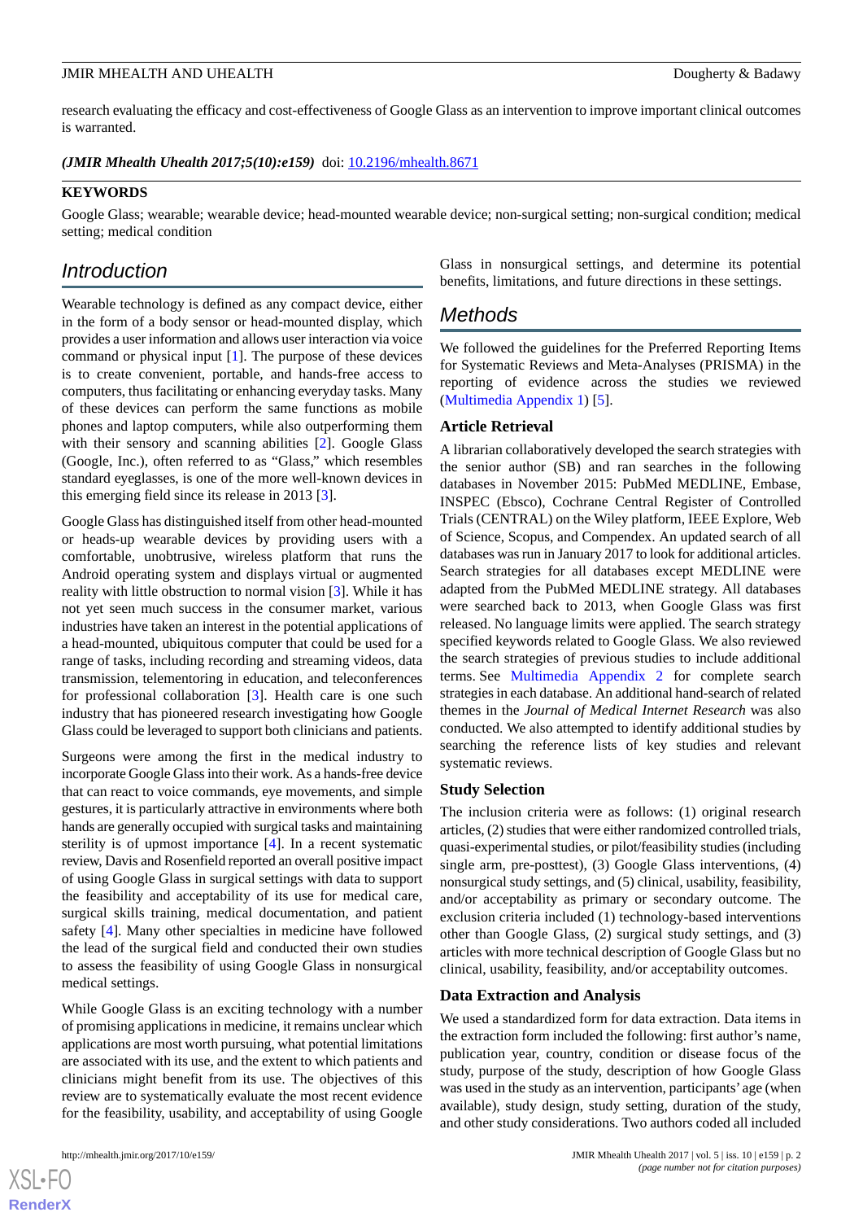research evaluating the efficacy and cost-effectiveness of Google Glass as an intervention to improve important clinical outcomes is warranted.

***(JMIR Mhealth Uhealth 2017;5(10):e159)*** doi: 10.2196/mhealth.8671

**KEYWORDS**

Google Glass; wearable; wearable device; head-mounted wearable device; non-surgical setting; non-surgical condition; medical setting; medical condition

## Introduction

Wearable technology is defined as any compact device, either in the form of a body sensor or head-mounted display, which provides a user information and allows user interaction via voice command or physical input [1]. The purpose of these devices is to create convenient, portable, and hands-free access to computers, thus facilitating or enhancing everyday tasks. Many of these devices can perform the same functions as mobile phones and laptop computers, while also outperforming them with their sensory and scanning abilities [2]. Google Glass (Google, Inc.), often referred to as "Glass," which resembles standard eyeglasses, is one of the more well-known devices in this emerging field since its release in 2013 [3].

Google Glass has distinguished itself from other head-mounted or heads-up wearable devices by providing users with a comfortable, unobtrusive, wireless platform that runs the Android operating system and displays virtual or augmented reality with little obstruction to normal vision [3]. While it has not yet seen much success in the consumer market, various industries have taken an interest in the potential applications of a head-mounted, ubiquitous computer that could be used for a range of tasks, including recording and streaming videos, data transmission, telementoring in education, and teleconferences for professional collaboration [3]. Health care is one such industry that has pioneered research investigating how Google Glass could be leveraged to support both clinicians and patients.

Surgeons were among the first in the medical industry to incorporate Google Glass into their work. As a hands-free device that can react to voice commands, eye movements, and simple gestures, it is particularly attractive in environments where both hands are generally occupied with surgical tasks and maintaining sterility is of upmost importance [4]. In a recent systematic review, Davis and Rosenfield reported an overall positive impact of using Google Glass in surgical settings with data to support the feasibility and acceptability of its use for medical care, surgical skills training, medical documentation, and patient safety [4]. Many other specialties in medicine have followed the lead of the surgical field and conducted their own studies to assess the feasibility of using Google Glass in nonsurgical medical settings.

While Google Glass is an exciting technology with a number of promising applications in medicine, it remains unclear which applications are most worth pursuing, what potential limitations are associated with its use, and the extent to which patients and clinicians might benefit from its use. The objectives of this review are to systematically evaluate the most recent evidence for the feasibility, usability, and acceptability of using Google Glass in nonsurgical settings, and determine its potential benefits, limitations, and future directions in these settings.

## Methods

We followed the guidelines for the Preferred Reporting Items for Systematic Reviews and Meta-Analyses (PRISMA) in the reporting of evidence across the studies we reviewed (Multimedia Appendix 1) [5].

### Article Retrieval

A librarian collaboratively developed the search strategies with the senior author (SB) and ran searches in the following databases in November 2015: PubMed MEDLINE, Embase, INSPEC (Ebsco), Cochrane Central Register of Controlled Trials (CENTRAL) on the Wiley platform, IEEE Explore, Web of Science, Scopus, and Compendex. An updated search of all databases was run in January 2017 to look for additional articles. Search strategies for all databases except MEDLINE were adapted from the PubMed MEDLINE strategy. All databases were searched back to 2013, when Google Glass was first released. No language limits were applied. The search strategy specified keywords related to Google Glass. We also reviewed the search strategies of previous studies to include additional terms. See Multimedia Appendix 2 for complete search strategies in each database. An additional hand-search of related themes in the *Journal of Medical Internet Research* was also conducted. We also attempted to identify additional studies by searching the reference lists of key studies and relevant systematic reviews.

### Study Selection

The inclusion criteria were as follows: (1) original research articles, (2) studies that were either randomized controlled trials, quasi-experimental studies, or pilot/feasibility studies (including single arm, pre-posttest), (3) Google Glass interventions, (4) nonsurgical study settings, and (5) clinical, usability, feasibility, and/or acceptability as primary or secondary outcome. The exclusion criteria included (1) technology-based interventions other than Google Glass, (2) surgical study settings, and (3) articles with more technical description of Google Glass but no clinical, usability, feasibility, and/or acceptability outcomes.

### Data Extraction and Analysis

We used a standardized form for data extraction. Data items in the extraction form included the following: first author's name, publication year, country, condition or disease focus of the study, purpose of the study, description of how Google Glass was used in the study as an intervention, participants' age (when available), study design, study setting, duration of the study, and other study considerations. Two authors coded all included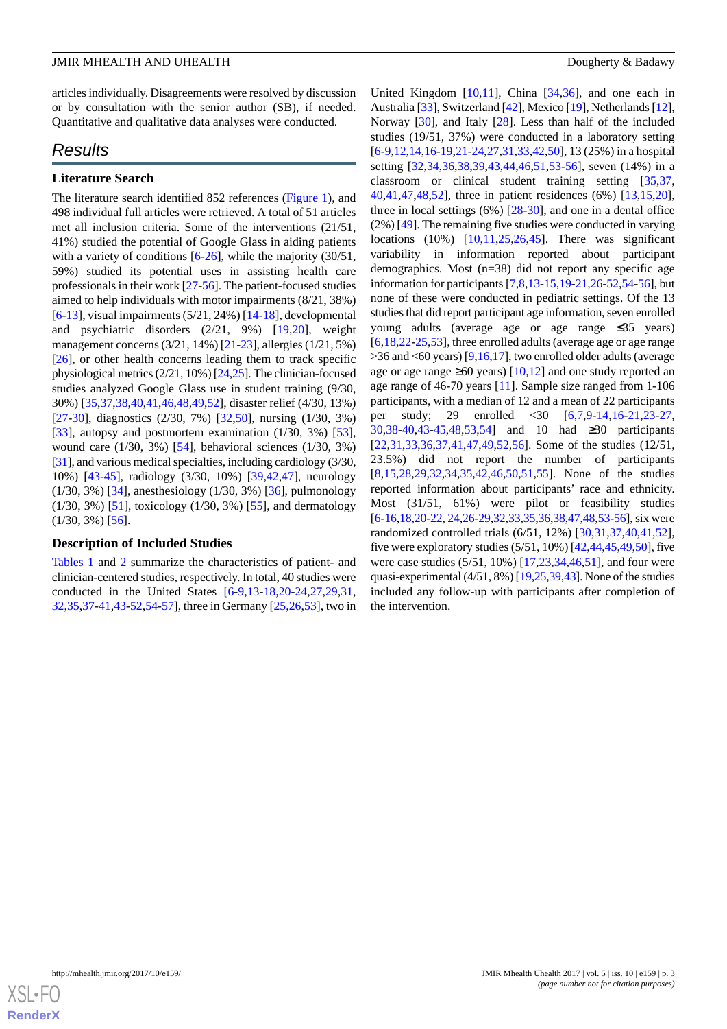articles individually. Disagreements were resolved by discussion or by consultation with the senior author (SB), if needed. Quantitative and qualitative data analyses were conducted.

## Results

### Literature Search

The literature search identified 852 references (Figure 1), and 498 individual full articles were retrieved. A total of 51 articles met all inclusion criteria. Some of the interventions (21/51, 41%) studied the potential of Google Glass in aiding patients with a variety of conditions [6-26], while the majority (30/51, 59%) studied its potential uses in assisting health care professionals in their work [27-56]. The patient-focused studies aimed to help individuals with motor impairments (8/21, 38%) [6-13], visual impairments (5/21, 24%) [14-18], developmental and psychiatric disorders (2/21, 9%) [19,20], weight management concerns (3/21, 14%) [21-23], allergies (1/21, 5%) [26], or other health concerns leading them to track specific physiological metrics (2/21, 10%) [24,25]. The clinician-focused studies analyzed Google Glass use in student training (9/30, 30%) [35,37,38,40,41,46,48,49,52], disaster relief (4/30, 13%) [27-30], diagnostics (2/30, 7%) [32,50], nursing (1/30, 3%) [33], autopsy and postmortem examination (1/30, 3%) [53], wound care (1/30, 3%) [54], behavioral sciences (1/30, 3%) [31], and various medical specialties, including cardiology (3/30, 10%) [43-45], radiology (3/30, 10%) [39,42,47], neurology (1/30, 3%) [34], anesthesiology (1/30, 3%) [36], pulmonology (1/30, 3%) [51], toxicology (1/30, 3%) [55], and dermatology (1/30, 3%) [56].

### Description of Included Studies

Tables 1 and 2 summarize the characteristics of patient- and clinician-centered studies, respectively. In total, 40 studies were conducted in the United States [6-9,13-18,20-24,27,29,31, 32,35,37-41,43-52,54-57], three in Germany [25,26,53], two in United Kingdom [10,11], China [34,36], and one each in Australia [33], Switzerland [42], Mexico [19], Netherlands [12], Norway [30], and Italy [28]. Less than half of the included studies (19/51, 37%) were conducted in a laboratory setting [6-9,12,14,16-19,21-24,27,31,33,42,50], 13 (25%) in a hospital setting [32,34,36,38,39,43,44,46,51,53-56], seven (14%) in a classroom or clinical student training setting [35,37, 40,41,47,48,52], three in patient residences (6%) [13,15,20], three in local settings (6%) [28-30], and one in a dental office (2%) [49]. The remaining five studies were conducted in varying locations (10%) [10,11,25,26,45]. There was significant variability in information reported about participant demographics. Most (n=38) did not report any specific age information for participants [7,8,13-15,19-21,26-52,54-56], but none of these were conducted in pediatric settings. Of the 13 studies that did report participant age information, seven enrolled young adults (average age or age range ≤35 years) [6,18,22-25,53], three enrolled adults (average age or age range >36 and <60 years) [9,16,17], two enrolled older adults (average age or age range ≥60 years) [10,12] and one study reported an age range of 46-70 years [11]. Sample size ranged from 1-106 participants, with a median of 12 and a mean of 22 participants per study; 29 enrolled <30 [6,7,9-14,16-21,23-27, 30,38-40,43-45,48,53,54] and 10 had ≥30 participants [22,31,33,36,37,41,47,49,52,56]. Some of the studies (12/51, 23.5%) did not report the number of participants [8,15,28,29,32,34,35,42,46,50,51,55]. None of the studies reported information about participants' race and ethnicity. Most (31/51, 61%) were pilot or feasibility studies [6-16,18,20-22, 24,26-29,32,33,35,36,38,47,48,53-56], six were randomized controlled trials (6/51, 12%) [30,31,37,40,41,52], five were exploratory studies (5/51, 10%) [42,44,45,49,50], five were case studies (5/51, 10%) [17,23,34,46,51], and four were quasi-experimental (4/51, 8%) [19,25,39,43]. None of the studies included any follow-up with participants after completion of the intervention.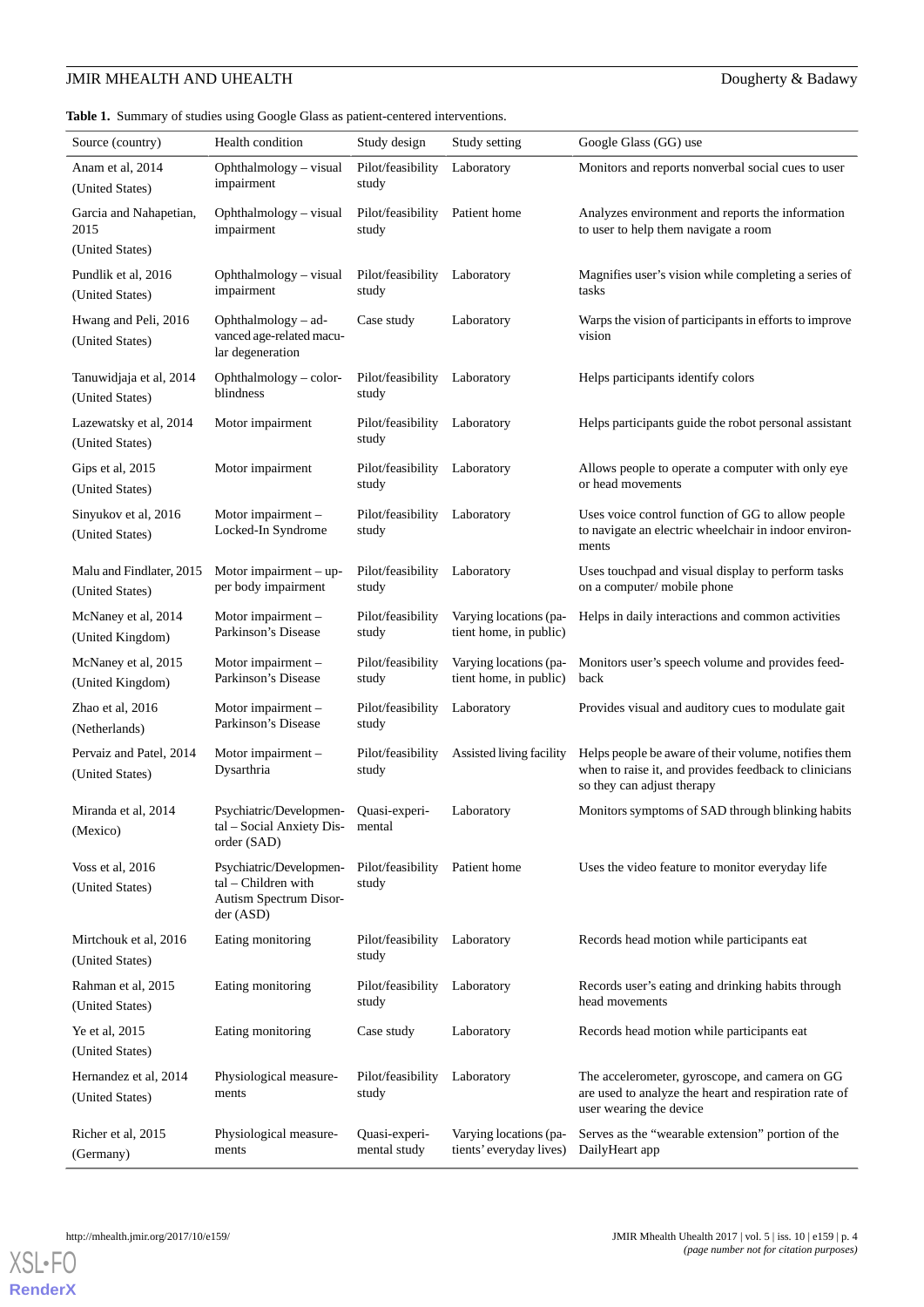**Table 1.** Summary of studies using Google Glass as patient-centered interventions.

| Source (country) | Health condition | Study design | Study setting | Google Glass (GG) use |
| --- | --- | --- | --- | --- |
| Anam et al, 2014 (United States) | Ophthalmology – visual impairment | Pilot/feasibility study | Laboratory | Monitors and reports nonverbal social cues to user |
| Garcia and Nahapetian, 2015 (United States) | Ophthalmology – visual impairment | Pilot/feasibility study | Patient home | Analyzes environment and reports the information to user to help them navigate a room |
| Pundlik et al, 2016 (United States) | Ophthalmology – visual impairment | Pilot/feasibility study | Laboratory | Magnifies user's vision while completing a series of tasks |
| Hwang and Peli, 2016 (United States) | Ophthalmology – advanced age-related macular degeneration | Case study | Laboratory | Warps the vision of participants in efforts to improve vision |
| Tanuwidjaja et al, 2014 (United States) | Ophthalmology – colorblindness | Pilot/feasibility study | Laboratory | Helps participants identify colors |
| Lazewatsky et al, 2014 (United States) | Motor impairment | Pilot/feasibility study | Laboratory | Helps participants guide the robot personal assistant |
| Gips et al, 2015 (United States) | Motor impairment | Pilot/feasibility study | Laboratory | Allows people to operate a computer with only eye or head movements |
| Sinyukov et al, 2016 (United States) | Motor impairment – Locked-In Syndrome | Pilot/feasibility study | Laboratory | Uses voice control function of GG to allow people to navigate an electric wheelchair in indoor environments |
| Malu and Findlater, 2015 (United States) | Motor impairment – upper body impairment | Pilot/feasibility study | Laboratory | Uses touchpad and visual display to perform tasks on a computer/ mobile phone |
| McNaney et al, 2014 (United Kingdom) | Motor impairment – Parkinson's Disease | Pilot/feasibility study | Varying locations (patient home, in public) | Helps in daily interactions and common activities |
| McNaney et al, 2015 (United Kingdom) | Motor impairment – Parkinson's Disease | Pilot/feasibility study | Varying locations (patient home, in public) | Monitors user's speech volume and provides feedback |
| Zhao et al, 2016 (Netherlands) | Motor impairment – Parkinson's Disease | Pilot/feasibility study | Laboratory | Provides visual and auditory cues to modulate gait |
| Pervaiz and Patel, 2014 (United States) | Motor impairment – Dysarthria | Pilot/feasibility study | Assisted living facility | Helps people be aware of their volume, notifies them when to raise it, and provides feedback to clinicians so they can adjust therapy |
| Miranda et al, 2014 (Mexico) | Psychiatric/Developmental – Social Anxiety Disorder (SAD) | Quasi-experimental | Laboratory | Monitors symptoms of SAD through blinking habits |
| Voss et al, 2016 (United States) | Psychiatric/Developmental – Children with Autism Spectrum Disorder (ASD) | Pilot/feasibility study | Patient home | Uses the video feature to monitor everyday life |
| Mirtchouk et al, 2016 (United States) | Eating monitoring | Pilot/feasibility study | Laboratory | Records head motion while participants eat |
| Rahman et al, 2015 (United States) | Eating monitoring | Pilot/feasibility study | Laboratory | Records user's eating and drinking habits through head movements |
| Ye et al, 2015 (United States) | Eating monitoring | Case study | Laboratory | Records head motion while participants eat |
| Hernandez et al, 2014 (United States) | Physiological measurements | Pilot/feasibility study | Laboratory | The accelerometer, gyroscope, and camera on GG are used to analyze the heart and respiration rate of user wearing the device |
| Richer et al, 2015 (Germany) | Physiological measurements | Quasi-experimental study | Varying locations (patients' everyday lives) | Serves as the "wearable extension" portion of the DailyHeart app |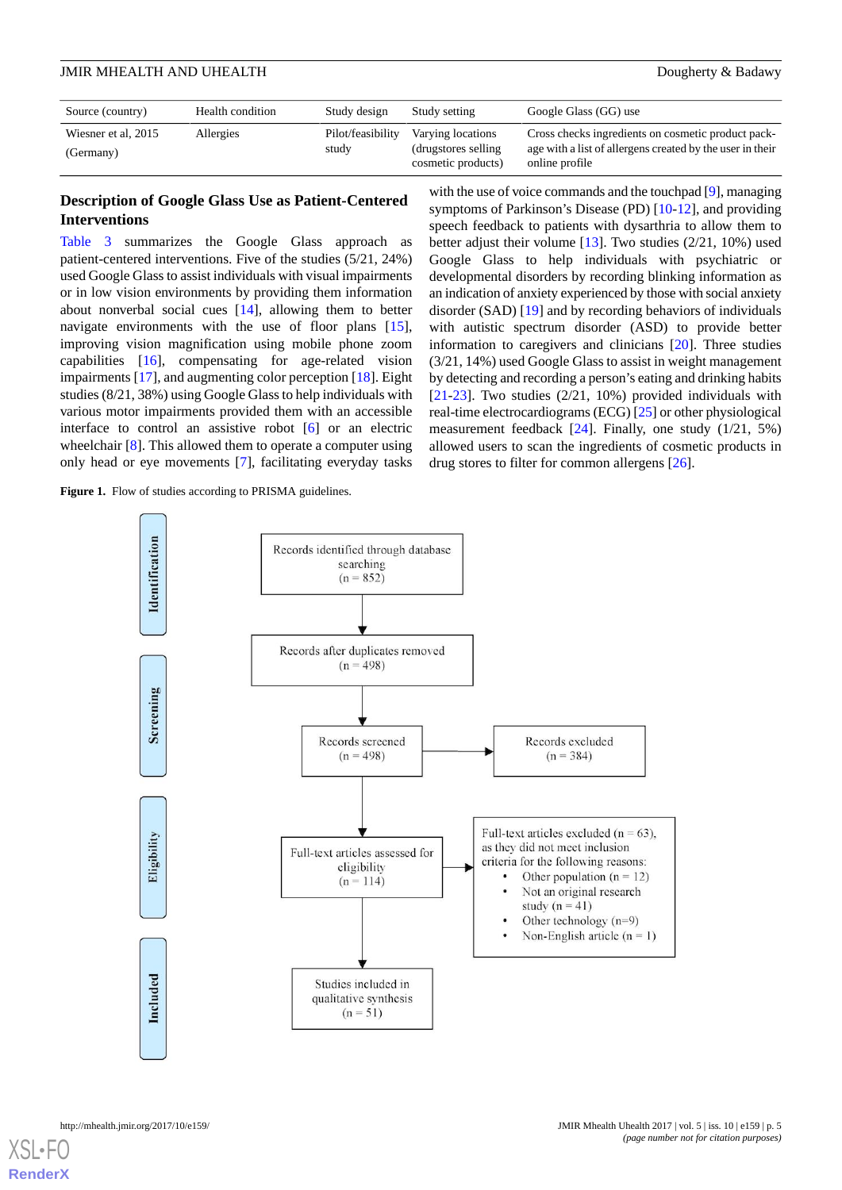| Source (country) | Health condition | Study design | Study setting | Google Glass (GG) use |
| --- | --- | --- | --- | --- |
| Wiesner et al, 2015 (Germany) | Allergies | Pilot/feasibility study | Varying locations (drugstores selling cosmetic products) | Cross checks ingredients on cosmetic product package with a list of allergens created by the user in their online profile |

### Description of Google Glass Use as Patient-Centered Interventions

Table 3 summarizes the Google Glass approach as patient-centered interventions. Five of the studies (5/21, 24%) used Google Glass to assist individuals with visual impairments or in low vision environments by providing them information about nonverbal social cues [14], allowing them to better navigate environments with the use of floor plans [15], improving vision magnification using mobile phone zoom capabilities [16], compensating for age-related vision impairments [17], and augmenting color perception [18]. Eight studies (8/21, 38%) using Google Glass to help individuals with various motor impairments provided them with an accessible interface to control an assistive robot [6] or an electric wheelchair [8]. This allowed them to operate a computer using only head or eye movements [7], facilitating everyday tasks with the use of voice commands and the touchpad [9], managing symptoms of Parkinson's Disease (PD) [10-12], and providing speech feedback to patients with dysarthria to allow them to better adjust their volume [13]. Two studies (2/21, 10%) used Google Glass to help individuals with psychiatric or developmental disorders by recording blinking information as an indication of anxiety experienced by those with social anxiety disorder (SAD) [19] and by recording behaviors of individuals with autistic spectrum disorder (ASD) to provide better information to caregivers and clinicians [20]. Three studies (3/21, 14%) used Google Glass to assist in weight management by detecting and recording a person's eating and drinking habits [21-23]. Two studies (2/21, 10%) provided individuals with real-time electrocardiograms (ECG) [25] or other physiological measurement feedback [24]. Finally, one study (1/21, 5%) allowed users to scan the ingredients of cosmetic products in drug stores to filter for common allergens [26].

**Figure 1.** Flow of studies according to PRISMA guidelines.

- **Identification**
  - Records identified through database searching (n = 852)
- **Screening**
  - Records after duplicates removed (n = 498)
  - Records screened (n = 498)
  - Records excluded (n = 384)
- **Eligibility**
  - Full-text articles assessed for eligibility (n = 114)
  - Full-text articles excluded (n = 63), as they did not meet inclusion criteria for the following reasons:
    - Other population (n = 12)
    - Not an original research study (n = 41)
    - Other technology (n=9)
    - Non-English article (n = 1)
- **Included**
  - Studies included in qualitative synthesis (n = 51)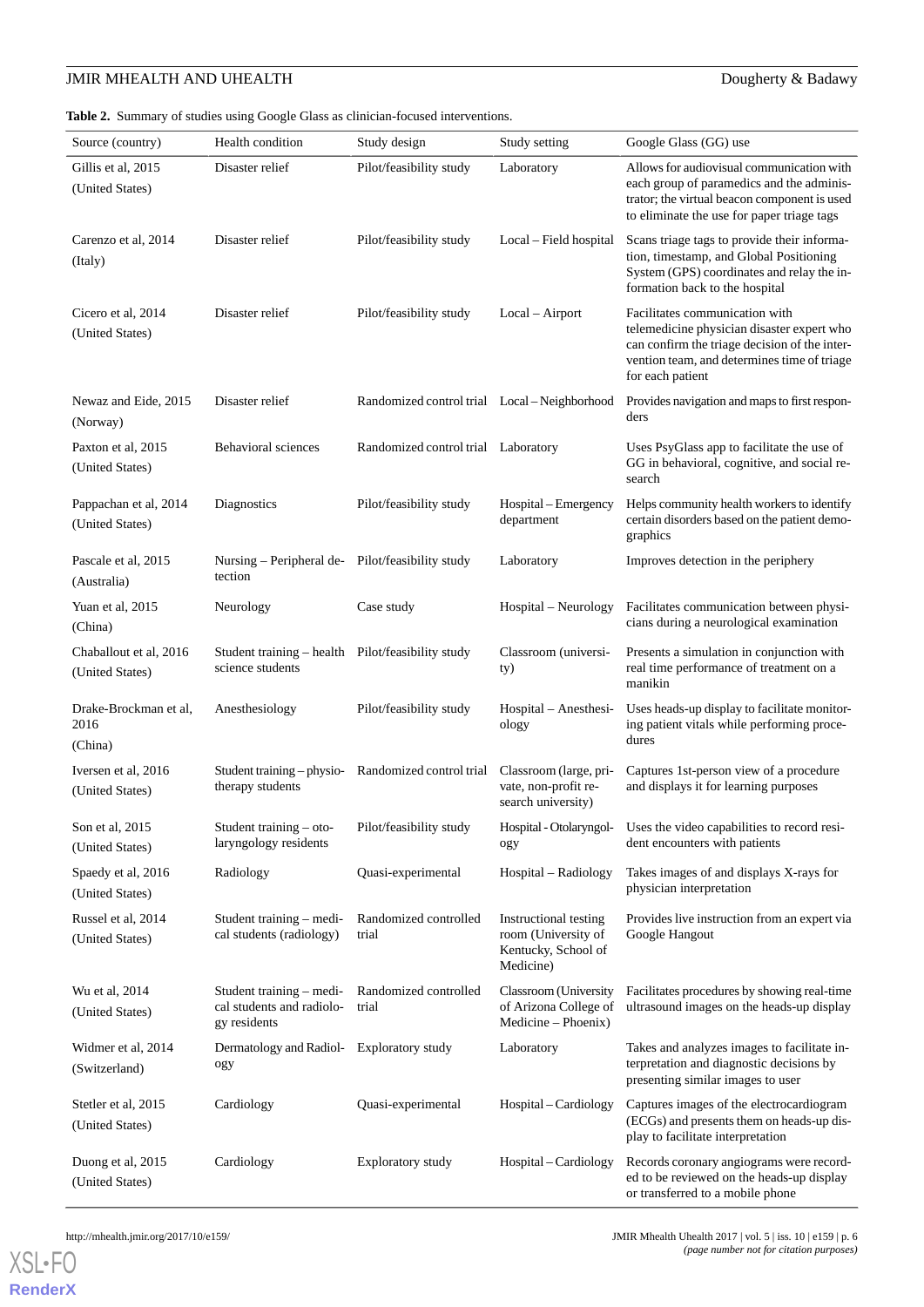**Table 2.** Summary of studies using Google Glass as clinician-focused interventions.

| Source (country) | Health condition | Study design | Study setting | Google Glass (GG) use |
| --- | --- | --- | --- | --- |
| Gillis et al, 2015 (United States) | Disaster relief | Pilot/feasibility study | Laboratory | Allows for audiovisual communication with each group of paramedics and the administrator; the virtual beacon component is used to eliminate the use for paper triage tags |
| Carenzo et al, 2014 (Italy) | Disaster relief | Pilot/feasibility study | Local – Field hospital | Scans triage tags to provide their information, timestamp, and Global Positioning System (GPS) coordinates and relay the information back to the hospital |
| Cicero et al, 2014 (United States) | Disaster relief | Pilot/feasibility study | Local – Airport | Facilitates communication with telemedicine physician disaster expert who can confirm the triage decision of the intervention team, and determines time of triage for each patient |
| Newaz and Eide, 2015 (Norway) | Disaster relief | Randomized control trial | Local – Neighborhood | Provides navigation and maps to first responders |
| Paxton et al, 2015 (United States) | Behavioral sciences | Randomized control trial | Laboratory | Uses PsyGlass app to facilitate the use of GG in behavioral, cognitive, and social research |
| Pappachan et al, 2014 (United States) | Diagnostics | Pilot/feasibility study | Hospital – Emergency department | Helps community health workers to identify certain disorders based on the patient demographics |
| Pascale et al, 2015 (Australia) | Nursing – Peripheral detection | Pilot/feasibility study | Laboratory | Improves detection in the periphery |
| Yuan et al, 2015 (China) | Neurology | Case study | Hospital – Neurology | Facilitates communication between physicians during a neurological examination |
| Chaballout et al, 2016 (United States) | Student training – health science students | Pilot/feasibility study | Classroom (university) | Presents a simulation in conjunction with real time performance of treatment on a manikin |
| Drake-Brockman et al, 2016 (China) | Anesthesiology | Pilot/feasibility study | Hospital – Anesthesiology | Uses heads-up display to facilitate monitoring patient vitals while performing procedures |
| Iversen et al, 2016 (United States) | Student training – physiotherapy students | Randomized control trial | Classroom (large, private, non-profit research university) | Captures 1st-person view of a procedure and displays it for learning purposes |
| Son et al, 2015 (United States) | Student training – otolaryngology residents | Pilot/feasibility study | Hospital - Otolaryngology | Uses the video capabilities to record resident encounters with patients |
| Spaedy et al, 2016 (United States) | Radiology | Quasi-experimental | Hospital – Radiology | Takes images of and displays X-rays for physician interpretation |
| Russel et al, 2014 (United States) | Student training – medical students (radiology) | Randomized controlled trial | Instructional testing room (University of Kentucky, School of Medicine) | Provides live instruction from an expert via Google Hangout |
| Wu et al, 2014 (United States) | Student training – medical students and radiology residents | Randomized controlled trial | Classroom (University of Arizona College of Medicine – Phoenix) | Facilitates procedures by showing real-time ultrasound images on the heads-up display |
| Widmer et al, 2014 (Switzerland) | Dermatology and Radiology | Exploratory study | Laboratory | Takes and analyzes images to facilitate interpretation and diagnostic decisions by presenting similar images to user |
| Stetler et al, 2015 (United States) | Cardiology | Quasi-experimental | Hospital – Cardiology | Captures images of the electrocardiogram (ECGs) and presents them on heads-up display to facilitate interpretation |
| Duong et al, 2015 (United States) | Cardiology | Exploratory study | Hospital – Cardiology | Records coronary angiograms were recorded to be reviewed on the heads-up display or transferred to a mobile phone |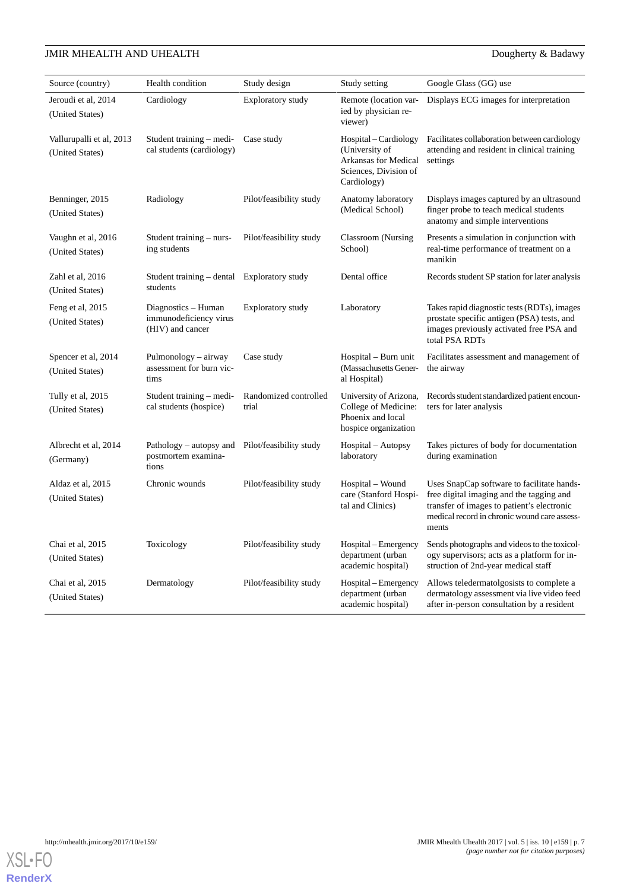| Source (country) | Health condition | Study design | Study setting | Google Glass (GG) use |
|---|---|---|---|---|
| Jeroudi et al, 2014 (United States) | Cardiology | Exploratory study | Remote (location varied by physician reviewer) | Displays ECG images for interpretation |
| Vallurupalli et al, 2013 (United States) | Student training – medical students (cardiology) | Case study | Hospital – Cardiology (University of Arkansas for Medical Sciences, Division of Cardiology) | Facilitates collaboration between cardiology attending and resident in clinical training settings |
| Benninger, 2015 (United States) | Radiology | Pilot/feasibility study | Anatomy laboratory (Medical School) | Displays images captured by an ultrasound finger probe to teach medical students anatomy and simple interventions |
| Vaughn et al, 2016 (United States) | Student training – nursing students | Pilot/feasibility study | Classroom (Nursing School) | Presents a simulation in conjunction with real-time performance of treatment on a manikin |
| Zahl et al, 2016 (United States) | Student training – dental students | Exploratory study | Dental office | Records student SP station for later analysis |
| Feng et al, 2015 (United States) | Diagnostics – Human immunodeficiency virus (HIV) and cancer | Exploratory study | Laboratory | Takes rapid diagnostic tests (RDTs), images prostate specific antigen (PSA) tests, and images previously activated free PSA and total PSA RDTs |
| Spencer et al, 2014 (United States) | Pulmonology – airway assessment for burn victims | Case study | Hospital – Burn unit (Massachusetts General Hospital) | Facilitates assessment and management of the airway |
| Tully et al, 2015 (United States) | Student training – medical students (hospice) | Randomized controlled trial | University of Arizona, College of Medicine: Phoenix and local hospice organization | Records student standardized patient encounters for later analysis |
| Albrecht et al, 2014 (Germany) | Pathology – autopsy and postmortem examinations | Pilot/feasibility study | Hospital – Autopsy laboratory | Takes pictures of body for documentation during examination |
| Aldaz et al, 2015 (United States) | Chronic wounds | Pilot/feasibility study | Hospital – Wound care (Stanford Hospital and Clinics) | Uses SnapCap software to facilitate hands-free digital imaging and the tagging and transfer of images to patient's electronic medical record in chronic wound care assessments |
| Chai et al, 2015 (United States) | Toxicology | Pilot/feasibility study | Hospital – Emergency department (urban academic hospital) | Sends photographs and videos to the toxicology supervisors; acts as a platform for instruction of 2nd-year medical staff |
| Chai et al, 2015 (United States) | Dermatology | Pilot/feasibility study | Hospital – Emergency department (urban academic hospital) | Allows teledermatolgosists to complete a dermatology assessment via live video feed after in-person consultation by a resident |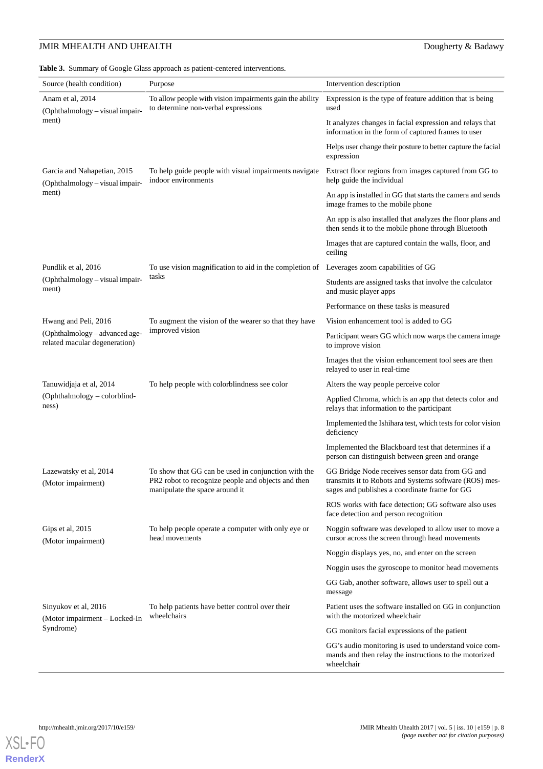**Table 3.** Summary of Google Glass approach as patient-centered interventions.

| Source (health condition) | Purpose | Intervention description |
| --- | --- | --- |
| Anam et al, 2014 (Ophthalmology – visual impairment) | To allow people with vision impairments gain the ability to determine non-verbal expressions | Expression is the type of feature addition that is being used |
| | | It analyzes changes in facial expression and relays that information in the form of captured frames to user |
| | | Helps user change their posture to better capture the facial expression |
| Garcia and Nahapetian, 2015 (Ophthalmology – visual impairment) | To help guide people with visual impairments navigate indoor environments | Extract floor regions from images captured from GG to help guide the individual |
| | | An app is installed in GG that starts the camera and sends image frames to the mobile phone |
| | | An app is also installed that analyzes the floor plans and then sends it to the mobile phone through Bluetooth |
| | | Images that are captured contain the walls, floor, and ceiling |
| Pundlik et al, 2016 (Ophthalmology – visual impairment) | To use vision magnification to aid in the completion of tasks | Leverages zoom capabilities of GG |
| | | Students are assigned tasks that involve the calculator and music player apps |
| | | Performance on these tasks is measured |
| Hwang and Peli, 2016 (Ophthalmology – advanced age-related macular degeneration) | To augment the vision of the wearer so that they have improved vision | Vision enhancement tool is added to GG |
| | | Participant wears GG which now warps the camera image to improve vision |
| | | Images that the vision enhancement tool sees are then relayed to user in real-time |
| Tanuwidjaja et al, 2014 (Ophthalmology – colorblindness) | To help people with colorblindness see color | Alters the way people perceive color |
| | | Applied Chroma, which is an app that detects color and relays that information to the participant |
| | | Implemented the Ishihara test, which tests for color vision deficiency |
| | | Implemented the Blackboard test that determines if a person can distinguish between green and orange |
| Lazewatsky et al, 2014 (Motor impairment) | To show that GG can be used in conjunction with the PR2 robot to recognize people and objects and then manipulate the space around it | GG Bridge Node receives sensor data from GG and transmits it to Robots and Systems software (ROS) messages and publishes a coordinate frame for GG |
| | | ROS works with face detection; GG software also uses face detection and person recognition |
| Gips et al, 2015 (Motor impairment) | To help people operate a computer with only eye or head movements | Noggin software was developed to allow user to move a cursor across the screen through head movements |
| | | Noggin displays yes, no, and enter on the screen |
| | | Noggin uses the gyroscope to monitor head movements |
| | | GG Gab, another software, allows user to spell out a message |
| Sinyukov et al, 2016 (Motor impairment – Locked-In Syndrome) | To help patients have better control over their wheelchairs | Patient uses the software installed on GG in conjunction with the motorized wheelchair |
| | | GG monitors facial expressions of the patient |
| | | GG's audio monitoring is used to understand voice commands and then relay the instructions to the motorized wheelchair |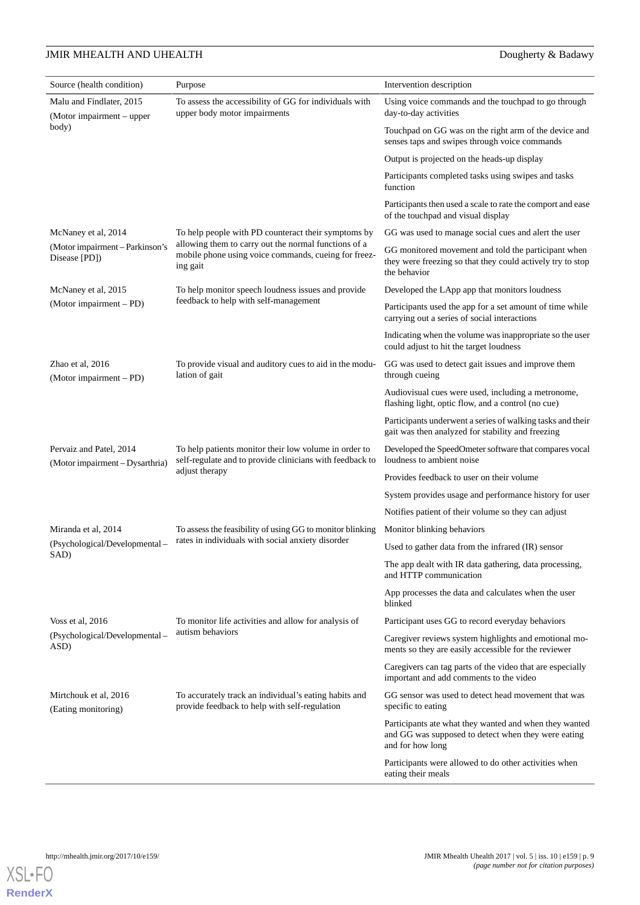| Source (health condition) | Purpose | Intervention description |
|---|---|---|
| Malu and Findlater, 2015 (Motor impairment – upper body) | To assess the accessibility of GG for individuals with upper body motor impairments | Using voice commands and the touchpad to go through day-to-day activities |
| | | Touchpad on GG was on the right arm of the device and senses taps and swipes through voice commands |
| | | Output is projected on the heads-up display |
| | | Participants completed tasks using swipes and tasks function |
| | | Participants then used a scale to rate the comport and ease of the touchpad and visual display |
| McNaney et al, 2014 (Motor impairment – Parkinson's Disease [PD]) | To help people with PD counteract their symptoms by allowing them to carry out the normal functions of a mobile phone using voice commands, cueing for freezing gait | GG was used to manage social cues and alert the user |
| | | GG monitored movement and told the participant when they were freezing so that they could actively try to stop the behavior |
| McNaney et al, 2015 (Motor impairment – PD) | To help monitor speech loudness issues and provide feedback to help with self-management | Developed the LApp app that monitors loudness |
| | | Participants used the app for a set amount of time while carrying out a series of social interactions |
| | | Indicating when the volume was inappropriate so the user could adjust to hit the target loudness |
| Zhao et al, 2016 (Motor impairment – PD) | To provide visual and auditory cues to aid in the modulation of gait | GG was used to detect gait issues and improve them through cueing |
| | | Audiovisual cues were used, including a metronome, flashing light, optic flow, and a control (no cue) |
| | | Participants underwent a series of walking tasks and their gait was then analyzed for stability and freezing |
| Pervaiz and Patel, 2014 (Motor impairment – Dysarthria) | To help patients monitor their low volume in order to self-regulate and to provide clinicians with feedback to adjust therapy | Developed the SpeedOmeter software that compares vocal loudness to ambient noise |
| | | Provides feedback to user on their volume |
| | | System provides usage and performance history for user |
| | | Notifies patient of their volume so they can adjust |
| Miranda et al, 2014 (Psychological/Developmental – SAD) | To assess the feasibility of using GG to monitor blinking rates in individuals with social anxiety disorder | Monitor blinking behaviors |
| | | Used to gather data from the infrared (IR) sensor |
| | | The app dealt with IR data gathering, data processing, and HTTP communication |
| | | App processes the data and calculates when the user blinked |
| Voss et al, 2016 (Psychological/Developmental – ASD) | To monitor life activities and allow for analysis of autism behaviors | Participant uses GG to record everyday behaviors |
| | | Caregiver reviews system highlights and emotional moments so they are easily accessible for the reviewer |
| | | Caregivers can tag parts of the video that are especially important and add comments to the video |
| Mirtchouk et al, 2016 (Eating monitoring) | To accurately track an individual's eating habits and provide feedback to help with self-regulation | GG sensor was used to detect head movement that was specific to eating |
| | | Participants ate what they wanted and when they wanted and GG was supposed to detect when they were eating and for how long |
| | | Participants were allowed to do other activities when eating their meals |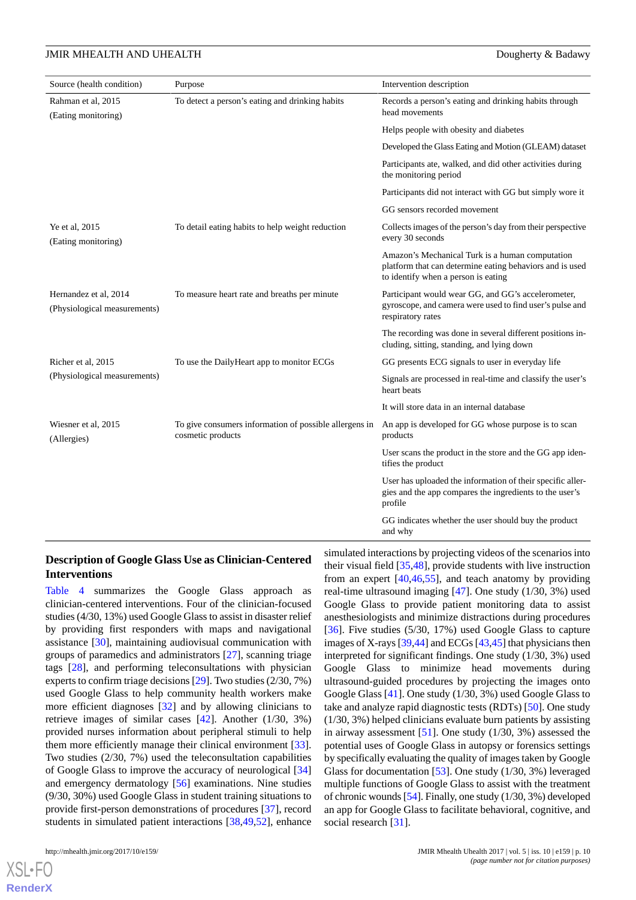| Source (health condition) | Purpose | Intervention description |
|---|---|---|
| Rahman et al, 2015 (Eating monitoring) | To detect a person's eating and drinking habits | Records a person's eating and drinking habits through head movements |
| | | Helps people with obesity and diabetes |
| | | Developed the Glass Eating and Motion (GLEAM) dataset |
| | | Participants ate, walked, and did other activities during the monitoring period |
| | | Participants did not interact with GG but simply wore it |
| | | GG sensors recorded movement |
| Ye et al, 2015 (Eating monitoring) | To detail eating habits to help weight reduction | Collects images of the person's day from their perspective every 30 seconds |
| | | Amazon's Mechanical Turk is a human computation platform that can determine eating behaviors and is used to identify when a person is eating |
| Hernandez et al, 2014 (Physiological measurements) | To measure heart rate and breaths per minute | Participant would wear GG, and GG's accelerometer, gyroscope, and camera were used to find user's pulse and respiratory rates |
| | | The recording was done in several different positions including, sitting, standing, and lying down |
| Richer et al, 2015 (Physiological measurements) | To use the DailyHeart app to monitor ECGs | GG presents ECG signals to user in everyday life |
| | | Signals are processed in real-time and classify the user's heart beats |
| | | It will store data in an internal database |
| Wiesner et al, 2015 (Allergies) | To give consumers information of possible allergens in cosmetic products | An app is developed for GG whose purpose is to scan products |
| | | User scans the product in the store and the GG app identifies the product |
| | | User has uploaded the information of their specific allergies and the app compares the ingredients to the user's profile |
| | | GG indicates whether the user should buy the product and why |

## Description of Google Glass Use as Clinician-Centered Interventions

Table 4 summarizes the Google Glass approach as clinician-centered interventions. Four of the clinician-focused studies (4/30, 13%) used Google Glass to assist in disaster relief by providing first responders with maps and navigational assistance [30], maintaining audiovisual communication with groups of paramedics and administrators [27], scanning triage tags [28], and performing teleconsultations with physician experts to confirm triage decisions [29]. Two studies (2/30, 7%) used Google Glass to help community health workers make more efficient diagnoses [32] and by allowing clinicians to retrieve images of similar cases [42]. Another (1/30, 3%) provided nurses information about peripheral stimuli to help them more efficiently manage their clinical environment [33]. Two studies (2/30, 7%) used the teleconsultation capabilities of Google Glass to improve the accuracy of neurological [34] and emergency dermatology [56] examinations. Nine studies (9/30, 30%) used Google Glass in student training situations to provide first-person demonstrations of procedures [37], record students in simulated patient interactions [38,49,52], enhance simulated interactions by projecting videos of the scenarios into their visual field [35,48], provide students with live instruction from an expert [40,46,55], and teach anatomy by providing real-time ultrasound imaging [47]. One study (1/30, 3%) used Google Glass to provide patient monitoring data to assist anesthesiologists and minimize distractions during procedures [36]. Five studies (5/30, 17%) used Google Glass to capture images of X-rays [39,44] and ECGs [43,45] that physicians then interpreted for significant findings. One study (1/30, 3%) used Google Glass to minimize head movements during ultrasound-guided procedures by projecting the images onto Google Glass [41]. One study (1/30, 3%) used Google Glass to take and analyze rapid diagnostic tests (RDTs) [50]. One study (1/30, 3%) helped clinicians evaluate burn patients by assisting in airway assessment [51]. One study (1/30, 3%) assessed the potential uses of Google Glass in autopsy or forensics settings by specifically evaluating the quality of images taken by Google Glass for documentation [53]. One study (1/30, 3%) leveraged multiple functions of Google Glass to assist with the treatment of chronic wounds [54]. Finally, one study (1/30, 3%) developed an app for Google Glass to facilitate behavioral, cognitive, and social research [31].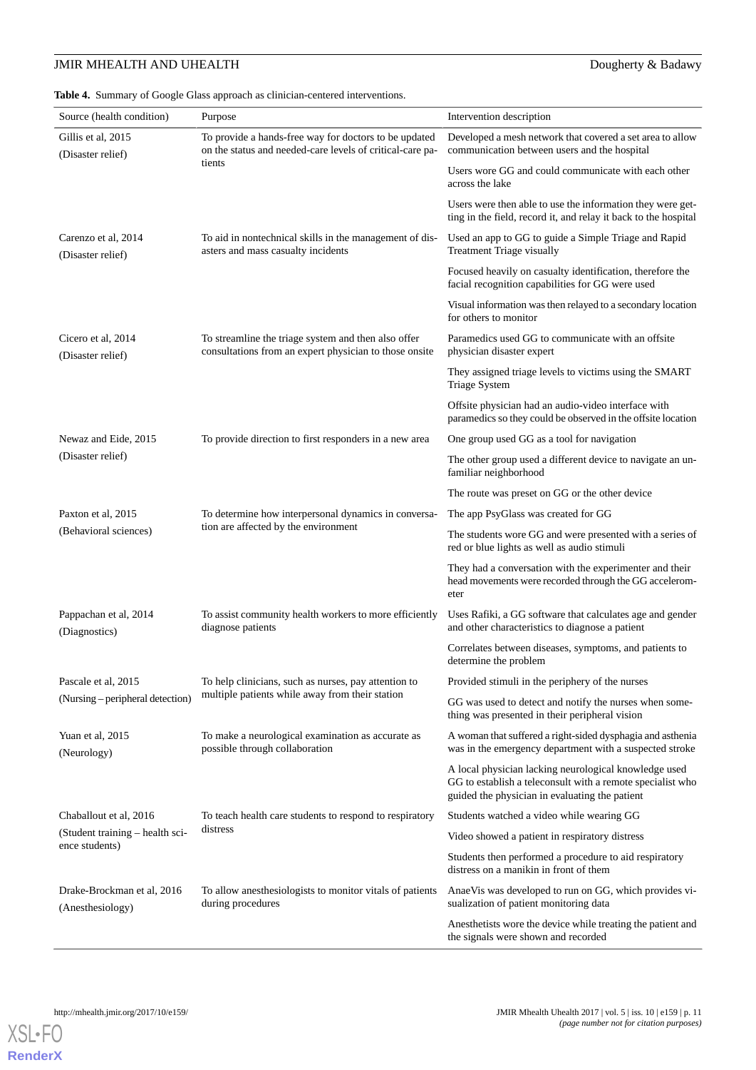**Table 4.** Summary of Google Glass approach as clinician-centered interventions.

| Source (health condition) | Purpose | Intervention description |
|---|---|---|
| Gillis et al, 2015 (Disaster relief) | To provide a hands-free way for doctors to be updated on the status and needed-care levels of critical-care patients | Developed a mesh network that covered a set area to allow communication between users and the hospital |
| | | Users wore GG and could communicate with each other across the lake |
| | | Users were then able to use the information they were getting in the field, record it, and relay it back to the hospital |
| Carenzo et al, 2014 (Disaster relief) | To aid in nontechnical skills in the management of disasters and mass casualty incidents | Used an app to GG to guide a Simple Triage and Rapid Treatment Triage visually |
| | | Focused heavily on casualty identification, therefore the facial recognition capabilities for GG were used |
| | | Visual information was then relayed to a secondary location for others to monitor |
| Cicero et al, 2014 (Disaster relief) | To streamline the triage system and then also offer consultations from an expert physician to those onsite | Paramedics used GG to communicate with an offsite physician disaster expert |
| | | They assigned triage levels to victims using the SMART Triage System |
| | | Offsite physician had an audio-video interface with paramedics so they could be observed in the offsite location |
| Newaz and Eide, 2015 (Disaster relief) | To provide direction to first responders in a new area | One group used GG as a tool for navigation |
| | | The other group used a different device to navigate an unfamiliar neighborhood |
| | | The route was preset on GG or the other device |
| Paxton et al, 2015 (Behavioral sciences) | To determine how interpersonal dynamics in conversation are affected by the environment | The app PsyGlass was created for GG |
| | | The students wore GG and were presented with a series of red or blue lights as well as audio stimuli |
| | | They had a conversation with the experimenter and their head movements were recorded through the GG accelerometer |
| Pappachan et al, 2014 (Diagnostics) | To assist community health workers to more efficiently diagnose patients | Uses Rafiki, a GG software that calculates age and gender and other characteristics to diagnose a patient |
| | | Correlates between diseases, symptoms, and patients to determine the problem |
| Pascale et al, 2015 (Nursing – peripheral detection) | To help clinicians, such as nurses, pay attention to multiple patients while away from their station | Provided stimuli in the periphery of the nurses |
| | | GG was used to detect and notify the nurses when something was presented in their peripheral vision |
| Yuan et al, 2015 (Neurology) | To make a neurological examination as accurate as possible through collaboration | A woman that suffered a right-sided dysphagia and asthenia was in the emergency department with a suspected stroke |
| | | A local physician lacking neurological knowledge used GG to establish a teleconsult with a remote specialist who guided the physician in evaluating the patient |
| Chaballout et al, 2016 (Student training – health science students) | To teach health care students to respond to respiratory distress | Students watched a video while wearing GG |
| | | Video showed a patient in respiratory distress |
| | | Students then performed a procedure to aid respiratory distress on a manikin in front of them |
| Drake-Brockman et al, 2016 (Anesthesiology) | To allow anesthesiologists to monitor vitals of patients during procedures | AnaeVis was developed to run on GG, which provides visualization of patient monitoring data |
| | | Anesthetists wore the device while treating the patient and the signals were shown and recorded |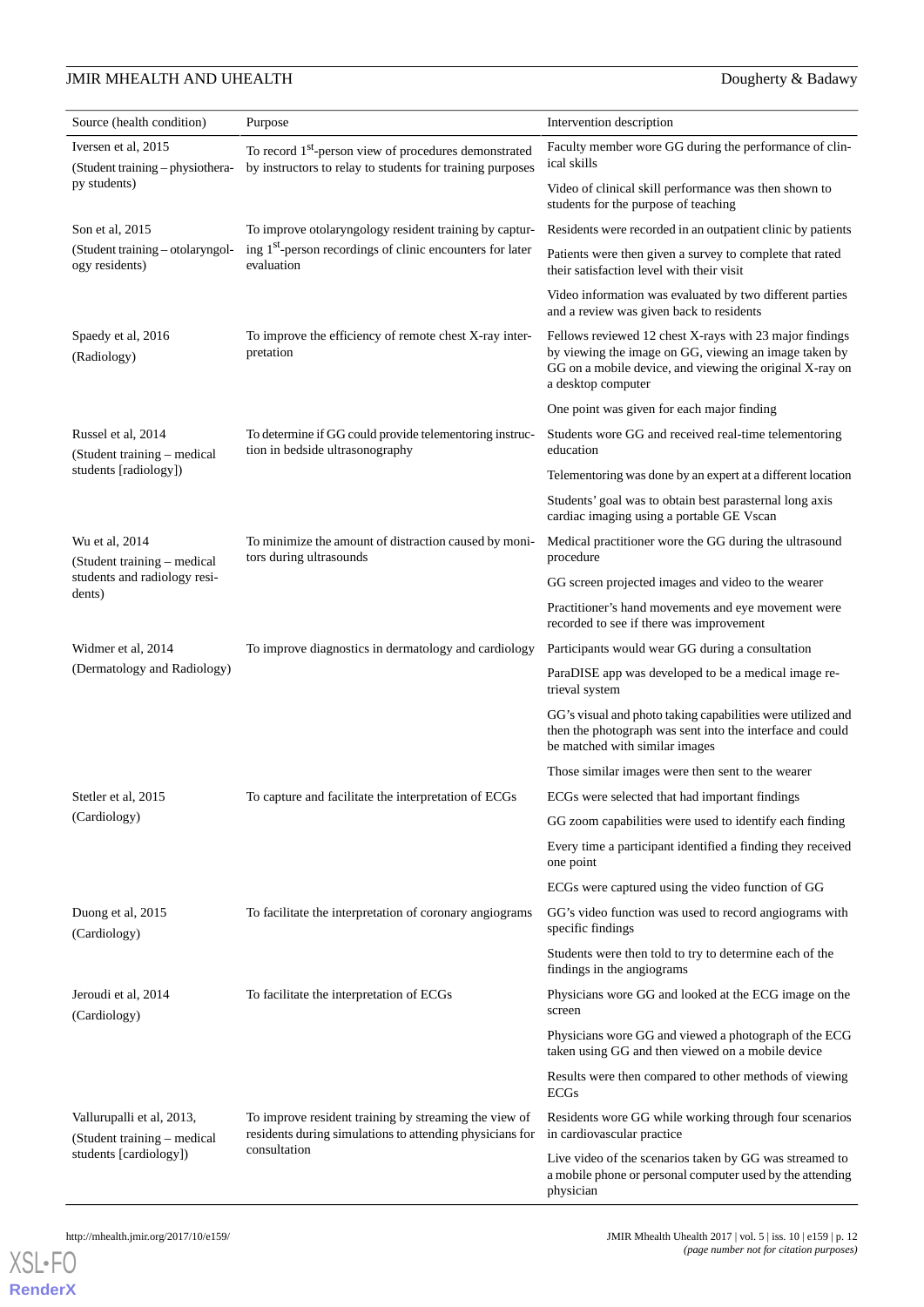| Source (health condition) | Purpose | Intervention description |
| --- | --- | --- |
| Iversen et al, 2015 (Student training – physiotherapy students) | To record 1st-person view of procedures demonstrated by instructors to relay to students for training purposes | Faculty member wore GG during the performance of clinical skills |
| | | Video of clinical skill performance was then shown to students for the purpose of teaching |
| Son et al, 2015 (Student training – otolaryngology residents) | To improve otolaryngology resident training by capturing 1st-person recordings of clinic encounters for later evaluation | Residents were recorded in an outpatient clinic by patients |
| | | Patients were then given a survey to complete that rated their satisfaction level with their visit |
| | | Video information was evaluated by two different parties and a review was given back to residents |
| Spaedy et al, 2016 (Radiology) | To improve the efficiency of remote chest X-ray interpretation | Fellows reviewed 12 chest X-rays with 23 major findings by viewing the image on GG, viewing an image taken by GG on a mobile device, and viewing the original X-ray on a desktop computer |
| | | One point was given for each major finding |
| Russel et al, 2014 (Student training – medical students [radiology]) | To determine if GG could provide telementoring instruction in bedside ultrasonography | Students wore GG and received real-time telementoring education |
| | | Telementoring was done by an expert at a different location |
| | | Students' goal was to obtain best parasternal long axis cardiac imaging using a portable GE Vscan |
| Wu et al, 2014 (Student training – medical students and radiology residents) | To minimize the amount of distraction caused by monitors during ultrasounds | Medical practitioner wore the GG during the ultrasound procedure |
| | | GG screen projected images and video to the wearer |
| | | Practitioner's hand movements and eye movement were recorded to see if there was improvement |
| Widmer et al, 2014 (Dermatology and Radiology) | To improve diagnostics in dermatology and cardiology | Participants would wear GG during a consultation |
| | | ParaDISE app was developed to be a medical image retrieval system |
| | | GG's visual and photo taking capabilities were utilized and then the photograph was sent into the interface and could be matched with similar images |
| | | Those similar images were then sent to the wearer |
| Stetler et al, 2015 (Cardiology) | To capture and facilitate the interpretation of ECGs | ECGs were selected that had important findings |
| | | GG zoom capabilities were used to identify each finding |
| | | Every time a participant identified a finding they received one point |
| | | ECGs were captured using the video function of GG |
| Duong et al, 2015 (Cardiology) | To facilitate the interpretation of coronary angiograms | GG's video function was used to record angiograms with specific findings |
| | | Students were then told to try to determine each of the findings in the angiograms |
| Jeroudi et al, 2014 (Cardiology) | To facilitate the interpretation of ECGs | Physicians wore GG and looked at the ECG image on the screen |
| | | Physicians wore GG and viewed a photograph of the ECG taken using GG and then viewed on a mobile device |
| | | Results were then compared to other methods of viewing ECGs |
| Vallurupalli et al, 2013, (Student training – medical students [cardiology]) | To improve resident training by streaming the view of residents during simulations to attending physicians for consultation | Residents wore GG while working through four scenarios in cardiovascular practice |
| | | Live video of the scenarios taken by GG was streamed to a mobile phone or personal computer used by the attending physician |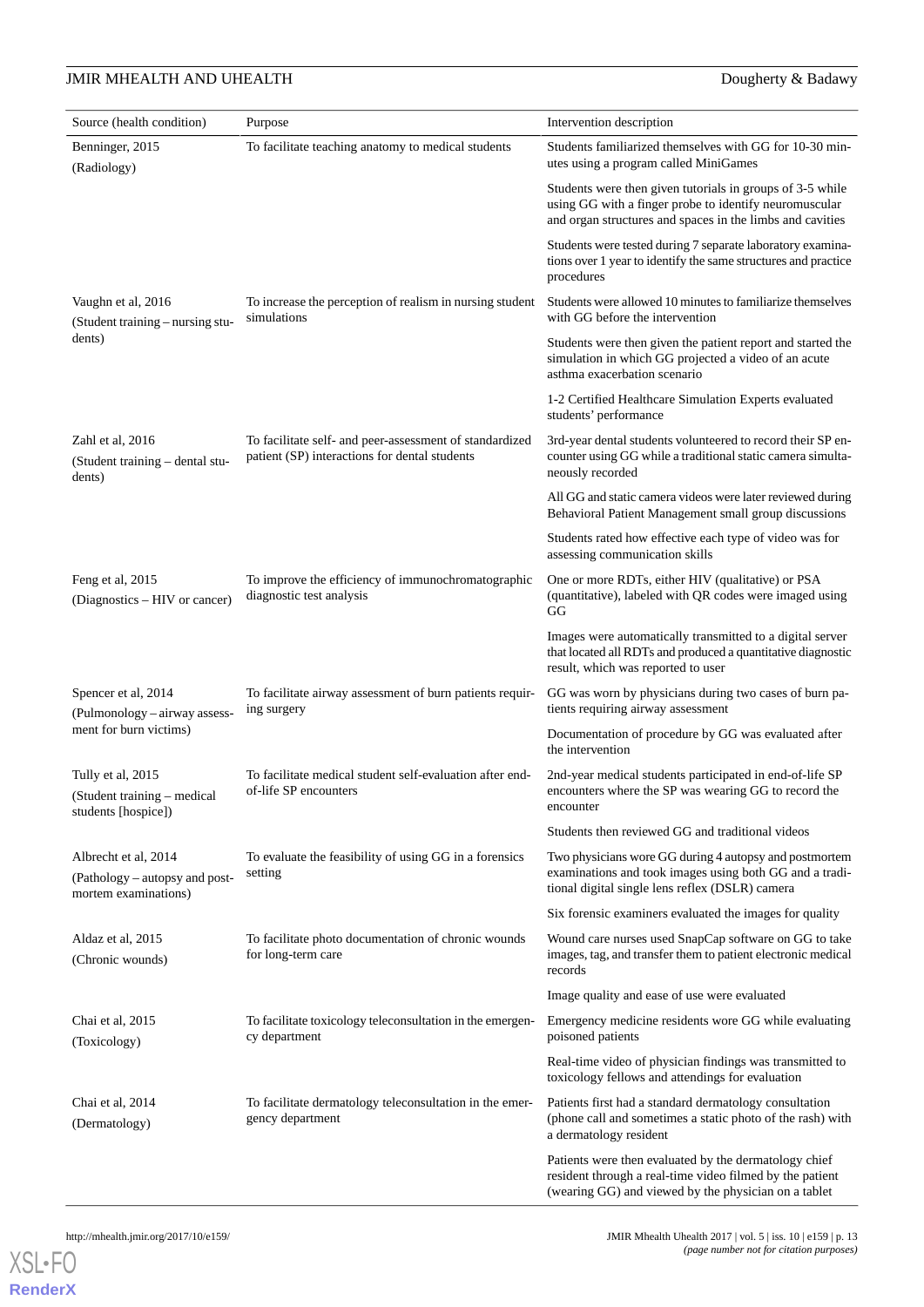| Source (health condition) | Purpose | Intervention description |
| --- | --- | --- |
| Benninger, 2015 (Radiology) | To facilitate teaching anatomy to medical students | Students familiarized themselves with GG for 10-30 minutes using a program called MiniGames<br><br>Students were then given tutorials in groups of 3-5 while using GG with a finger probe to identify neuromuscular and organ structures and spaces in the limbs and cavities<br><br>Students were tested during 7 separate laboratory examinations over 1 year to identify the same structures and practice procedures |
| Vaughn et al, 2016 (Student training – nursing students) | To increase the perception of realism in nursing student simulations | Students were allowed 10 minutes to familiarize themselves with GG before the intervention<br><br>Students were then given the patient report and started the simulation in which GG projected a video of an acute asthma exacerbation scenario<br><br>1-2 Certified Healthcare Simulation Experts evaluated students' performance |
| Zahl et al, 2016 (Student training – dental students) | To facilitate self- and peer-assessment of standardized patient (SP) interactions for dental students | 3rd-year dental students volunteered to record their SP encounter using GG while a traditional static camera simultaneously recorded<br><br>All GG and static camera videos were later reviewed during Behavioral Patient Management small group discussions<br><br>Students rated how effective each type of video was for assessing communication skills |
| Feng et al, 2015 (Diagnostics – HIV or cancer) | To improve the efficiency of immunochromatographic diagnostic test analysis | One or more RDTs, either HIV (qualitative) or PSA (quantitative), labeled with QR codes were imaged using GG<br><br>Images were automatically transmitted to a digital server that located all RDTs and produced a quantitative diagnostic result, which was reported to user |
| Spencer et al, 2014 (Pulmonology – airway assessment for burn victims) | To facilitate airway assessment of burn patients requiring surgery | GG was worn by physicians during two cases of burn patients requiring airway assessment<br><br>Documentation of procedure by GG was evaluated after the intervention |
| Tully et al, 2015 (Student training – medical students [hospice]) | To facilitate medical student self-evaluation after end-of-life SP encounters | 2nd-year medical students participated in end-of-life SP encounters where the SP was wearing GG to record the encounter<br><br>Students then reviewed GG and traditional videos |
| Albrecht et al, 2014 (Pathology – autopsy and postmortem examinations) | To evaluate the feasibility of using GG in a forensics setting | Two physicians wore GG during 4 autopsy and postmortem examinations and took images using both GG and a traditional digital single lens reflex (DSLR) camera<br><br>Six forensic examiners evaluated the images for quality |
| Aldaz et al, 2015 (Chronic wounds) | To facilitate photo documentation of chronic wounds for long-term care | Wound care nurses used SnapCap software on GG to take images, tag, and transfer them to patient electronic medical records<br><br>Image quality and ease of use were evaluated |
| Chai et al, 2015 (Toxicology) | To facilitate toxicology teleconsultation in the emergency department | Emergency medicine residents wore GG while evaluating poisoned patients<br><br>Real-time video of physician findings was transmitted to toxicology fellows and attendings for evaluation |
| Chai et al, 2014 (Dermatology) | To facilitate dermatology teleconsultation in the emergency department | Patients first had a standard dermatology consultation (phone call and sometimes a static photo of the rash) with a dermatology resident<br><br>Patients were then evaluated by the dermatology chief resident through a real-time video filmed by the patient (wearing GG) and viewed by the physician on a tablet |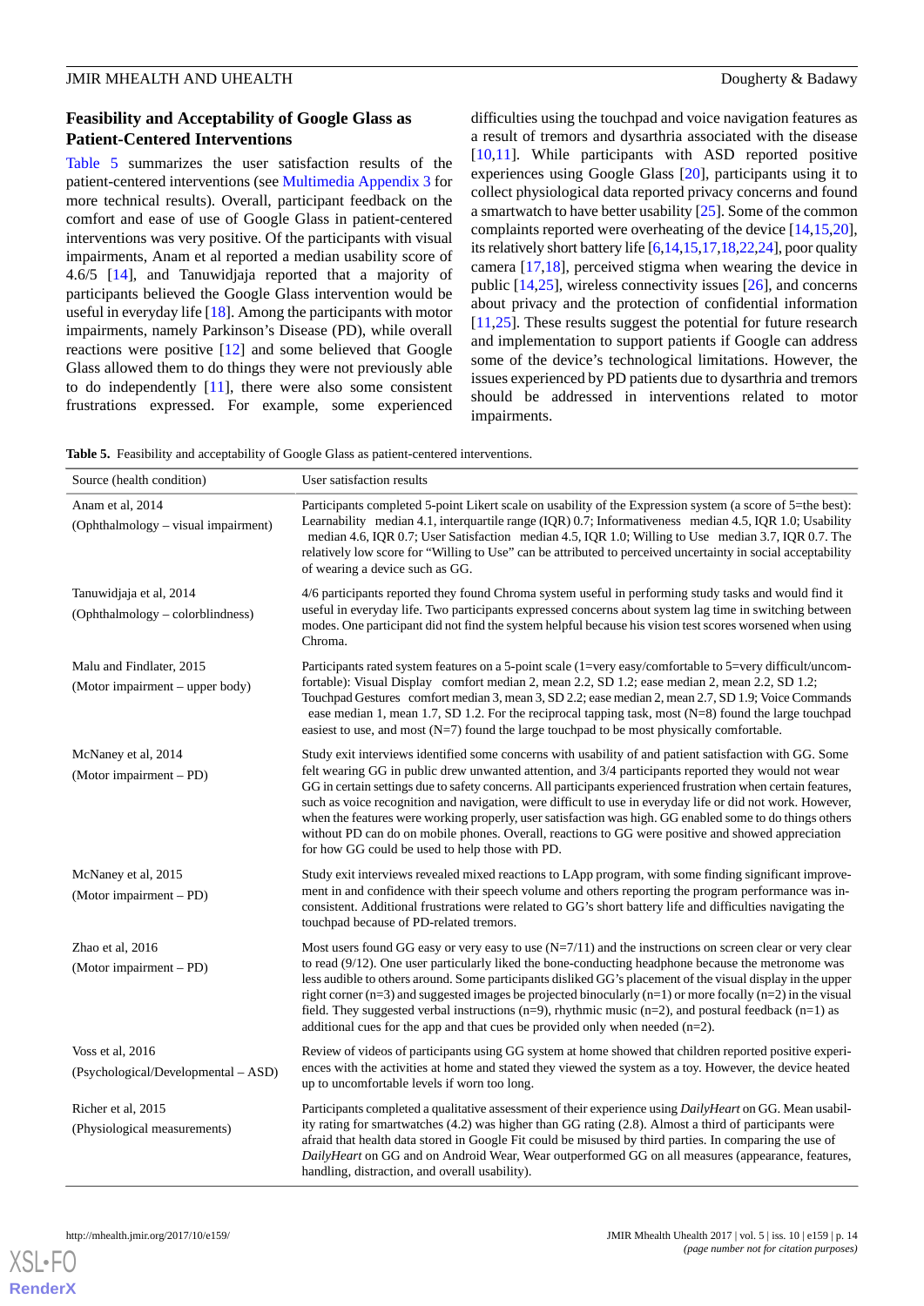## Feasibility and Acceptability of Google Glass as Patient-Centered Interventions

Table 5 summarizes the user satisfaction results of the patient-centered interventions (see Multimedia Appendix 3 for more technical results). Overall, participant feedback on the comfort and ease of use of Google Glass in patient-centered interventions was very positive. Of the participants with visual impairments, Anam et al reported a median usability score of 4.6/5 [14], and Tanuwidjaja reported that a majority of participants believed the Google Glass intervention would be useful in everyday life [18]. Among the participants with motor impairments, namely Parkinson's Disease (PD), while overall reactions were positive [12] and some believed that Google Glass allowed them to do things they were not previously able to do independently [11], there were also some consistent frustrations expressed. For example, some experienced difficulties using the touchpad and voice navigation features as a result of tremors and dysarthria associated with the disease [10,11]. While participants with ASD reported positive experiences using Google Glass [20], participants using it to collect physiological data reported privacy concerns and found a smartwatch to have better usability [25]. Some of the common complaints reported were overheating of the device [14,15,20], its relatively short battery life [6,14,15,17,18,22,24], poor quality camera [17,18], perceived stigma when wearing the device in public [14,25], wireless connectivity issues [26], and concerns about privacy and the protection of confidential information [11,25]. These results suggest the potential for future research and implementation to support patients if Google can address some of the device's technological limitations. However, the issues experienced by PD patients due to dysarthria and tremors should be addressed in interventions related to motor impairments.

**Table 5.** Feasibility and acceptability of Google Glass as patient-centered interventions.

| Source (health condition) | User satisfaction results |
|---|---|
| Anam et al, 2014 (Ophthalmology – visual impairment) | Participants completed 5-point Likert scale on usability of the Expression system (a score of 5=the best): Learnability median 4.1, interquartile range (IQR) 0.7; Informativeness median 4.5, IQR 1.0; Usability median 4.6, IQR 0.7; User Satisfaction median 4.5, IQR 1.0; Willing to Use median 3.7, IQR 0.7. The relatively low score for "Willing to Use" can be attributed to perceived uncertainty in social acceptability of wearing a device such as GG. |
| Tanuwidjaja et al, 2014 (Ophthalmology – colorblindness) | 4/6 participants reported they found Chroma system useful in performing study tasks and would find it useful in everyday life. Two participants expressed concerns about system lag time in switching between modes. One participant did not find the system helpful because his vision test scores worsened when using Chroma. |
| Malu and Findlater, 2015 (Motor impairment – upper body) | Participants rated system features on a 5-point scale (1=very easy/comfortable to 5=very difficult/uncomfortable): Visual Display comfort median 2, mean 2.2, SD 1.2; ease median 2, mean 2.2, SD 1.2; Touchpad Gestures comfort median 3, mean 3, SD 2.2; ease median 2, mean 2.7, SD 1.9; Voice Commands ease median 1, mean 1.7, SD 1.2. For the reciprocal tapping task, most (N=8) found the large touchpad easiest to use, and most (N=7) found the large touchpad to be most physically comfortable. |
| McNaney et al, 2014 (Motor impairment – PD) | Study exit interviews identified some concerns with usability of and patient satisfaction with GG. Some felt wearing GG in public drew unwanted attention, and 3/4 participants reported they would not wear GG in certain settings due to safety concerns. All participants experienced frustration when certain features, such as voice recognition and navigation, were difficult to use in everyday life or did not work. However, when the features were working properly, user satisfaction was high. GG enabled some to do things others without PD can do on mobile phones. Overall, reactions to GG were positive and showed appreciation for how GG could be used to help those with PD. |
| McNaney et al, 2015 (Motor impairment – PD) | Study exit interviews revealed mixed reactions to LApp program, with some finding significant improvement in and confidence with their speech volume and others reporting the program performance was inconsistent. Additional frustrations were related to GG's short battery life and difficulties navigating the touchpad because of PD-related tremors. |
| Zhao et al, 2016 (Motor impairment – PD) | Most users found GG easy or very easy to use (N=7/11) and the instructions on screen clear or very clear to read (9/12). One user particularly liked the bone-conducting headphone because the metronome was less audible to others around. Some participants disliked GG's placement of the visual display in the upper right corner (n=3) and suggested images be projected binocularly (n=1) or more focally (n=2) in the visual field. They suggested verbal instructions (n=9), rhythmic music (n=2), and postural feedback (n=1) as additional cues for the app and that cues be provided only when needed (n=2). |
| Voss et al, 2016 (Psychological/Developmental – ASD) | Review of videos of participants using GG system at home showed that children reported positive experiences with the activities at home and stated they viewed the system as a toy. However, the device heated up to uncomfortable levels if worn too long. |
| Richer et al, 2015 (Physiological measurements) | Participants completed a qualitative assessment of their experience using *DailyHeart* on GG. Mean usability rating for smartwatches (4.2) was higher than GG rating (2.8). Almost a third of participants were afraid that health data stored in Google Fit could be misused by third parties. In comparing the use of *DailyHeart* on GG and on Android Wear, Wear outperformed GG on all measures (appearance, features, handling, distraction, and overall usability). |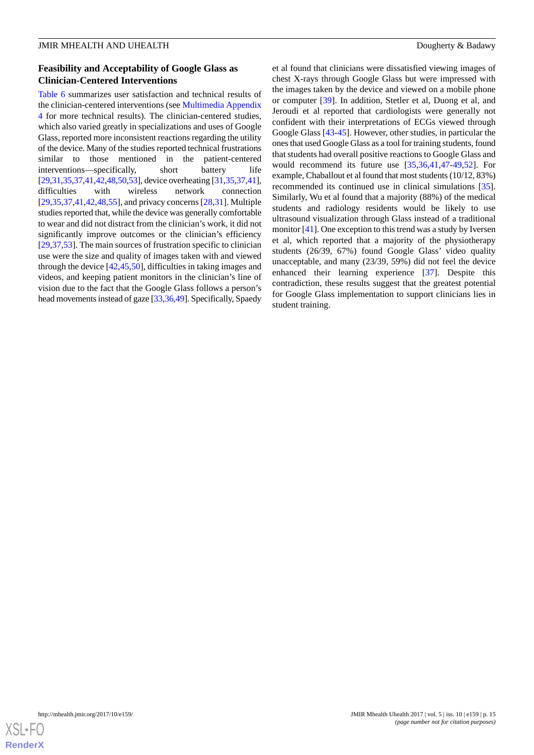### Feasibility and Acceptability of Google Glass as Clinician-Centered Interventions

Table 6 summarizes user satisfaction and technical results of the clinician-centered interventions (see Multimedia Appendix 4 for more technical results). The clinician-centered studies, which also varied greatly in specializations and uses of Google Glass, reported more inconsistent reactions regarding the utility of the device. Many of the studies reported technical frustrations similar to those mentioned in the patient-centered interventions—specifically, short battery life [29,31,35,37,41,42,48,50,53], device overheating [31,35,37,41], difficulties with wireless network connection [29,35,37,41,42,48,55], and privacy concerns [28,31]. Multiple studies reported that, while the device was generally comfortable to wear and did not distract from the clinician's work, it did not significantly improve outcomes or the clinician's efficiency [29,37,53]. The main sources of frustration specific to clinician use were the size and quality of images taken with and viewed through the device [42,45,50], difficulties in taking images and videos, and keeping patient monitors in the clinician's line of vision due to the fact that the Google Glass follows a person's head movements instead of gaze [33,36,49]. Specifically, Spaedy et al found that clinicians were dissatisfied viewing images of chest X-rays through Google Glass but were impressed with the images taken by the device and viewed on a mobile phone or computer [39]. In addition, Stetler et al, Duong et al, and Jeroudi et al reported that cardiologists were generally not confident with their interpretations of ECGs viewed through Google Glass [43-45]. However, other studies, in particular the ones that used Google Glass as a tool for training students, found that students had overall positive reactions to Google Glass and would recommend its future use [35,36,41,47-49,52]. For example, Chaballout et al found that most students (10/12, 83%) recommended its continued use in clinical simulations [35]. Similarly, Wu et al found that a majority (88%) of the medical students and radiology residents would be likely to use ultrasound visualization through Glass instead of a traditional monitor [41]. One exception to this trend was a study by Iversen et al, which reported that a majority of the physiotherapy students (26/39, 67%) found Google Glass' video quality unacceptable, and many (23/39, 59%) did not feel the device enhanced their learning experience [37]. Despite this contradiction, these results suggest that the greatest potential for Google Glass implementation to support clinicians lies in student training.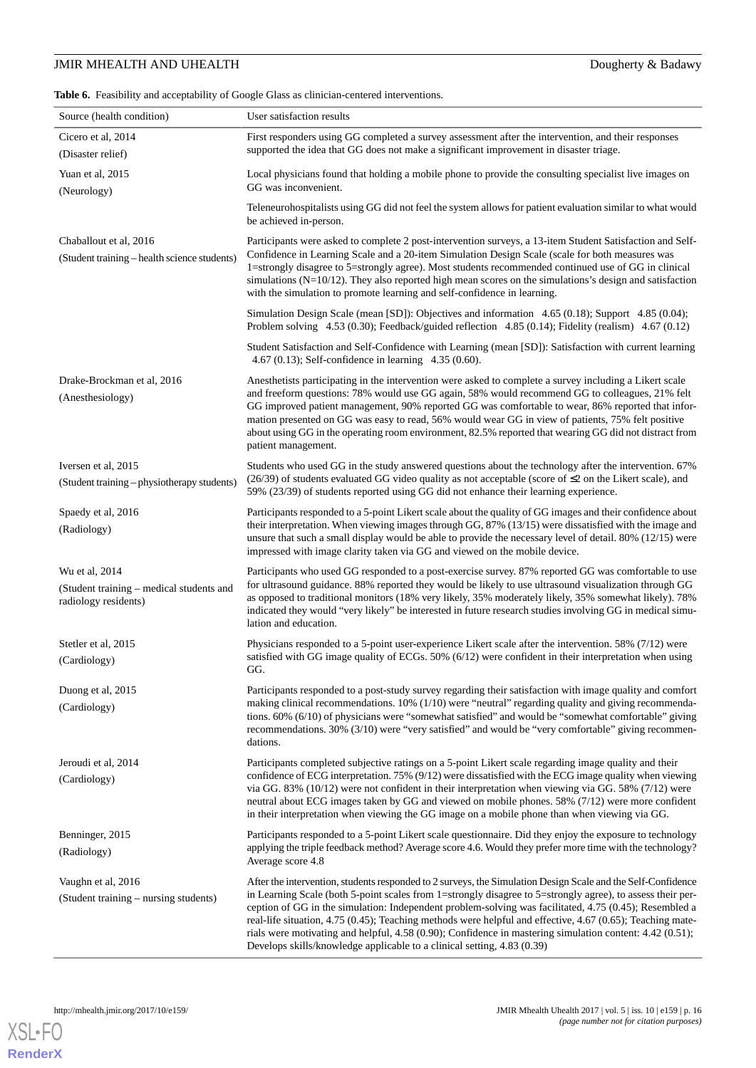**Table 6.** Feasibility and acceptability of Google Glass as clinician-centered interventions.

| Source (health condition) | User satisfaction results |
|---|---|
| Cicero et al, 2014 (Disaster relief) | First responders using GG completed a survey assessment after the intervention, and their responses supported the idea that GG does not make a significant improvement in disaster triage. |
| Yuan et al, 2015 (Neurology) | Local physicians found that holding a mobile phone to provide the consulting specialist live images on GG was inconvenient. |
| | Teleneurohospitalists using GG did not feel the system allows for patient evaluation similar to what would be achieved in-person. |
| Chaballout et al, 2016 (Student training – health science students) | Participants were asked to complete 2 post-intervention surveys, a 13-item Student Satisfaction and Self-Confidence in Learning Scale and a 20-item Simulation Design Scale (scale for both measures was 1=strongly disagree to 5=strongly agree). Most students recommended continued use of GG in clinical simulations (N=10/12). They also reported high mean scores on the simulations's design and satisfaction with the simulation to promote learning and self-confidence in learning. |
| | Simulation Design Scale (mean [SD]): Objectives and information 4.65 (0.18); Support 4.85 (0.04); Problem solving 4.53 (0.30); Feedback/guided reflection 4.85 (0.14); Fidelity (realism) 4.67 (0.12) |
| | Student Satisfaction and Self-Confidence with Learning (mean [SD]): Satisfaction with current learning 4.67 (0.13); Self-confidence in learning 4.35 (0.60). |
| Drake-Brockman et al, 2016 (Anesthesiology) | Anesthetists participating in the intervention were asked to complete a survey including a Likert scale and freeform questions: 78% would use GG again, 58% would recommend GG to colleagues, 21% felt GG improved patient management, 90% reported GG was comfortable to wear, 86% reported that information presented on GG was easy to read, 56% would wear GG in view of patients, 75% felt positive about using GG in the operating room environment, 82.5% reported that wearing GG did not distract from patient management. |
| Iversen et al, 2015 (Student training – physiotherapy students) | Students who used GG in the study answered questions about the technology after the intervention. 67% (26/39) of students evaluated GG video quality as not acceptable (score of ≤2 on the Likert scale), and 59% (23/39) of students reported using GG did not enhance their learning experience. |
| Spaedy et al, 2016 (Radiology) | Participants responded to a 5-point Likert scale about the quality of GG images and their confidence about their interpretation. When viewing images through GG, 87% (13/15) were dissatisfied with the image and unsure that such a small display would be able to provide the necessary level of detail. 80% (12/15) were impressed with image clarity taken via GG and viewed on the mobile device. |
| Wu et al, 2014 (Student training – medical students and radiology residents) | Participants who used GG responded to a post-exercise survey. 87% reported GG was comfortable to use for ultrasound guidance. 88% reported they would be likely to use ultrasound visualization through GG as opposed to traditional monitors (18% very likely, 35% moderately likely, 35% somewhat likely). 78% indicated they would "very likely" be interested in future research studies involving GG in medical simulation and education. |
| Stetler et al, 2015 (Cardiology) | Physicians responded to a 5-point user-experience Likert scale after the intervention. 58% (7/12) were satisfied with GG image quality of ECGs. 50% (6/12) were confident in their interpretation when using GG. |
| Duong et al, 2015 (Cardiology) | Participants responded to a post-study survey regarding their satisfaction with image quality and comfort making clinical recommendations. 10% (1/10) were "neutral" regarding quality and giving recommendations. 60% (6/10) of physicians were "somewhat satisfied" and would be "somewhat comfortable" giving recommendations. 30% (3/10) were "very satisfied" and would be "very comfortable" giving recommendations. |
| Jeroudi et al, 2014 (Cardiology) | Participants completed subjective ratings on a 5-point Likert scale regarding image quality and their confidence of ECG interpretation. 75% (9/12) were dissatisfied with the ECG image quality when viewing via GG. 83% (10/12) were not confident in their interpretation when viewing via GG. 58% (7/12) were neutral about ECG images taken by GG and viewed on mobile phones. 58% (7/12) were more confident in their interpretation when viewing the GG image on a mobile phone than when viewing via GG. |
| Benninger, 2015 (Radiology) | Participants responded to a 5-point Likert scale questionnaire. Did they enjoy the exposure to technology applying the triple feedback method? Average score 4.6. Would they prefer more time with the technology? Average score 4.8 |
| Vaughn et al, 2016 (Student training – nursing students) | After the intervention, students responded to 2 surveys, the Simulation Design Scale and the Self-Confidence in Learning Scale (both 5-point scales from 1=strongly disagree to 5=strongly agree), to assess their perception of GG in the simulation: Independent problem-solving was facilitated, 4.75 (0.45); Resembled a real-life situation, 4.75 (0.45); Teaching methods were helpful and effective, 4.67 (0.65); Teaching materials were motivating and helpful, 4.58 (0.90); Confidence in mastering simulation content: 4.42 (0.51); Develops skills/knowledge applicable to a clinical setting, 4.83 (0.39) |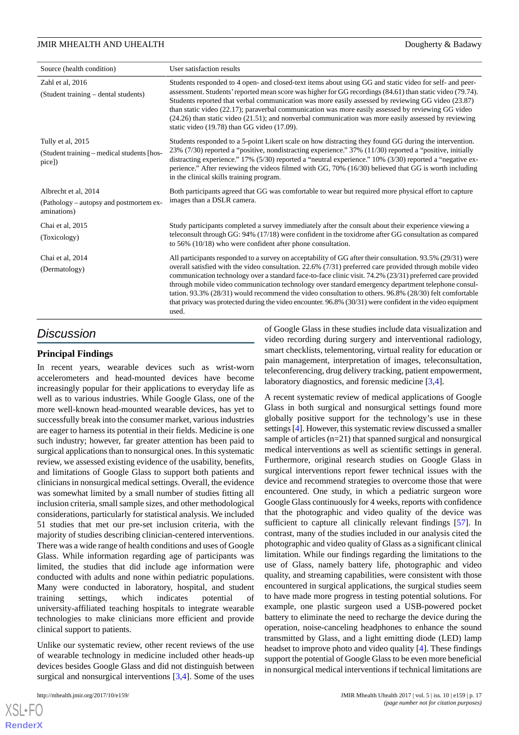| Source (health condition) | User satisfaction results |
|---|---|
| Zahl et al, 2016<br>(Student training – dental students) | Students responded to 4 open- and closed-text items about using GG and static video for self- and peer-assessment. Students' reported mean score was higher for GG recordings (84.61) than static video (79.74). Students reported that verbal communication was more easily assessed by reviewing GG video (23.87) than static video (22.17); paraverbal communication was more easily assessed by reviewing GG video (24.26) than static video (21.51); and nonverbal communication was more easily assessed by reviewing static video (19.78) than GG video (17.09). |
| Tully et al, 2015<br>(Student training – medical students [hospice]) | Students responded to a 5-point Likert scale on how distracting they found GG during the intervention. 23% (7/30) reported a "positive, nondistracting experience." 37% (11/30) reported a "positive, initially distracting experience." 17% (5/30) reported a "neutral experience." 10% (3/30) reported a "negative experience." After reviewing the videos filmed with GG, 70% (16/30) believed that GG is worth including in the clinical skills training program. |
| Albrecht et al, 2014<br>(Pathology – autopsy and postmortem examinations) | Both participants agreed that GG was comfortable to wear but required more physical effort to capture images than a DSLR camera. |
| Chai et al, 2015<br>(Toxicology) | Study participants completed a survey immediately after the consult about their experience viewing a teleconsult through GG: 94% (17/18) were confident in the toxidrome after GG consultation as compared to 56% (10/18) who were confident after phone consultation. |
| Chai et al, 2014<br>(Dermatology) | All participants responded to a survey on acceptability of GG after their consultation. 93.5% (29/31) were overall satisfied with the video consultation. 22.6% (7/31) preferred care provided through mobile video communication technology over a standard face-to-face clinic visit. 74.2% (23/31) preferred care provided through mobile video communication technology over standard emergency department telephone consultation. 93.3% (28/31) would recommend the video consultation to others. 96.8% (28/30) felt comfortable that privacy was protected during the video encounter. 96.8% (30/31) were confident in the video equipment used. |

## Discussion

### Principal Findings

In recent years, wearable devices such as wrist-worn accelerometers and head-mounted devices have become increasingly popular for their applications to everyday life as well as to various industries. While Google Glass, one of the more well-known head-mounted wearable devices, has yet to successfully break into the consumer market, various industries are eager to harness its potential in their fields. Medicine is one such industry; however, far greater attention has been paid to surgical applications than to nonsurgical ones. In this systematic review, we assessed existing evidence of the usability, benefits, and limitations of Google Glass to support both patients and clinicians in nonsurgical medical settings. Overall, the evidence was somewhat limited by a small number of studies fitting all inclusion criteria, small sample sizes, and other methodological considerations, particularly for statistical analysis. We included 51 studies that met our pre-set inclusion criteria, with the majority of studies describing clinician-centered interventions. There was a wide range of health conditions and uses of Google Glass. While information regarding age of participants was limited, the studies that did include age information were conducted with adults and none within pediatric populations. Many were conducted in laboratory, hospital, and student training settings, which indicates potential of university-affiliated teaching hospitals to integrate wearable technologies to make clinicians more efficient and provide clinical support to patients.

Unlike our systematic review, other recent reviews of the use of wearable technology in medicine included other heads-up devices besides Google Glass and did not distinguish between surgical and nonsurgical interventions [3,4]. Some of the uses of Google Glass in these studies include data visualization and video recording during surgery and interventional radiology, smart checklists, telementoring, virtual reality for education or pain management, interpretation of images, teleconsultation, teleconferencing, drug delivery tracking, patient empowerment, laboratory diagnostics, and forensic medicine [3,4].

A recent systematic review of medical applications of Google Glass in both surgical and nonsurgical settings found more globally positive support for the technology's use in these settings [4]. However, this systematic review discussed a smaller sample of articles (n=21) that spanned surgical and nonsurgical medical interventions as well as scientific settings in general. Furthermore, original research studies on Google Glass in surgical interventions report fewer technical issues with the device and recommend strategies to overcome those that were encountered. One study, in which a pediatric surgeon wore Google Glass continuously for 4 weeks, reports with confidence that the photographic and video quality of the device was sufficient to capture all clinically relevant findings [57]. In contrast, many of the studies included in our analysis cited the photographic and video quality of Glass as a significant clinical limitation. While our findings regarding the limitations to the use of Glass, namely battery life, photographic and video quality, and streaming capabilities, were consistent with those encountered in surgical applications, the surgical studies seem to have made more progress in testing potential solutions. For example, one plastic surgeon used a USB-powered pocket battery to eliminate the need to recharge the device during the operation, noise-canceling headphones to enhance the sound transmitted by Glass, and a light emitting diode (LED) lamp headset to improve photo and video quality [4]. These findings support the potential of Google Glass to be even more beneficial in nonsurgical medical interventions if technical limitations are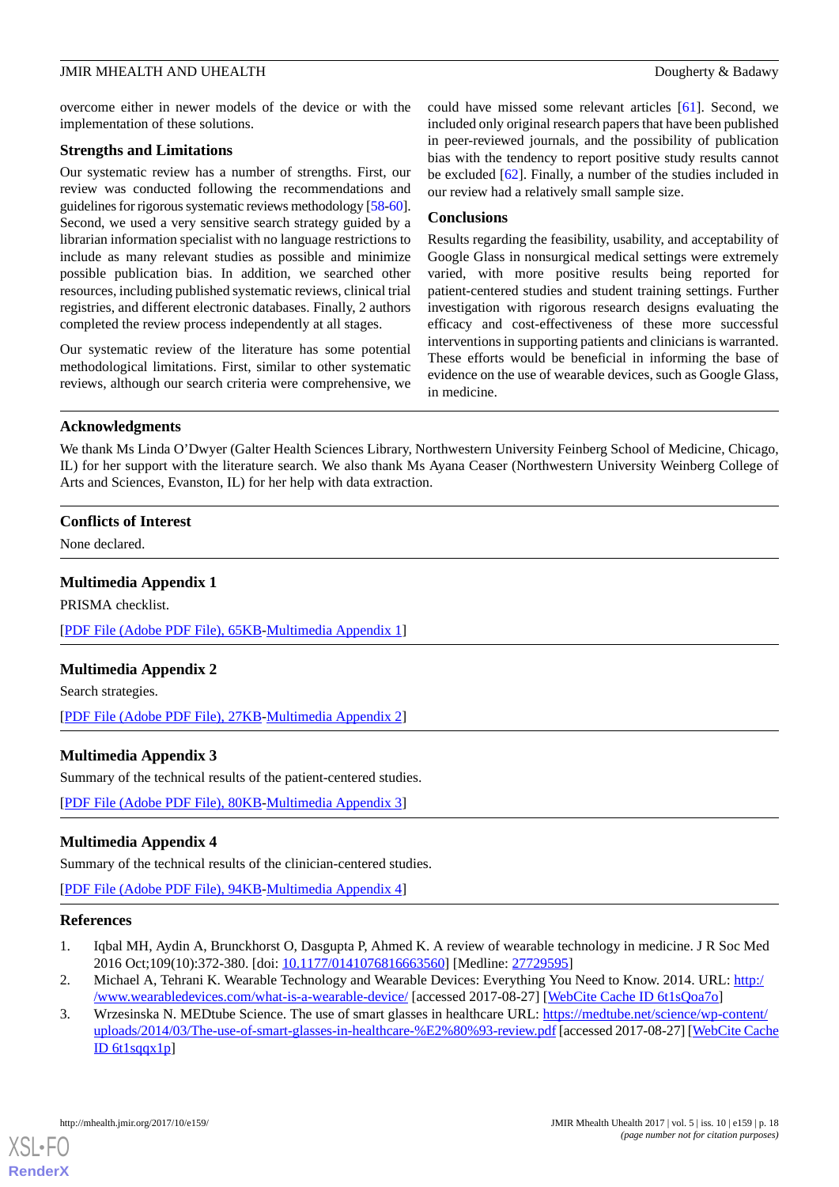overcome either in newer models of the device or with the implementation of these solutions.

### Strengths and Limitations

Our systematic review has a number of strengths. First, our review was conducted following the recommendations and guidelines for rigorous systematic reviews methodology [58-60]. Second, we used a very sensitive search strategy guided by a librarian information specialist with no language restrictions to include as many relevant studies as possible and minimize possible publication bias. In addition, we searched other resources, including published systematic reviews, clinical trial registries, and different electronic databases. Finally, 2 authors completed the review process independently at all stages.

Our systematic review of the literature has some potential methodological limitations. First, similar to other systematic reviews, although our search criteria were comprehensive, we could have missed some relevant articles [61]. Second, we included only original research papers that have been published in peer-reviewed journals, and the possibility of publication bias with the tendency to report positive study results cannot be excluded [62]. Finally, a number of the studies included in our review had a relatively small sample size.

### Conclusions

Results regarding the feasibility, usability, and acceptability of Google Glass in nonsurgical medical settings were extremely varied, with more positive results being reported for patient-centered studies and student training settings. Further investigation with rigorous research designs evaluating the efficacy and cost-effectiveness of these more successful interventions in supporting patients and clinicians is warranted. These efforts would be beneficial in informing the base of evidence on the use of wearable devices, such as Google Glass, in medicine.

## Acknowledgments

We thank Ms Linda O'Dwyer (Galter Health Sciences Library, Northwestern University Feinberg School of Medicine, Chicago, IL) for her support with the literature search. We also thank Ms Ayana Ceaser (Northwestern University Weinberg College of Arts and Sciences, Evanston, IL) for her help with data extraction.

## Conflicts of Interest

None declared.

## Multimedia Appendix 1

PRISMA checklist.

[PDF File (Adobe PDF File), 65KB-Multimedia Appendix 1]

## Multimedia Appendix 2

Search strategies.

[PDF File (Adobe PDF File), 27KB-Multimedia Appendix 2]

## Multimedia Appendix 3

Summary of the technical results of the patient-centered studies.

[PDF File (Adobe PDF File), 80KB-Multimedia Appendix 3]

## Multimedia Appendix 4

Summary of the technical results of the clinician-centered studies.

[PDF File (Adobe PDF File), 94KB-Multimedia Appendix 4]

## References

1. Iqbal MH, Aydin A, Brunckhorst O, Dasgupta P, Ahmed K. A review of wearable technology in medicine. J R Soc Med 2016 Oct;109(10):372-380. [doi: 10.1177/0141076816663560] [Medline: 27729595]
2. Michael A, Tehrani K. Wearable Technology and Wearable Devices: Everything You Need to Know. 2014. URL: http://www.wearabledevices.com/what-is-a-wearable-device/ [accessed 2017-08-27] [WebCite Cache ID 6t1sQoa7o]
3. Wrzesinska N. MEDtube Science. The use of smart glasses in healthcare URL: https://medtube.net/science/wp-content/uploads/2014/03/The-use-of-smart-glasses-in-healthcare-%E2%80%93-review.pdf [accessed 2017-08-27] [WebCite Cache ID 6t1sqqx1p]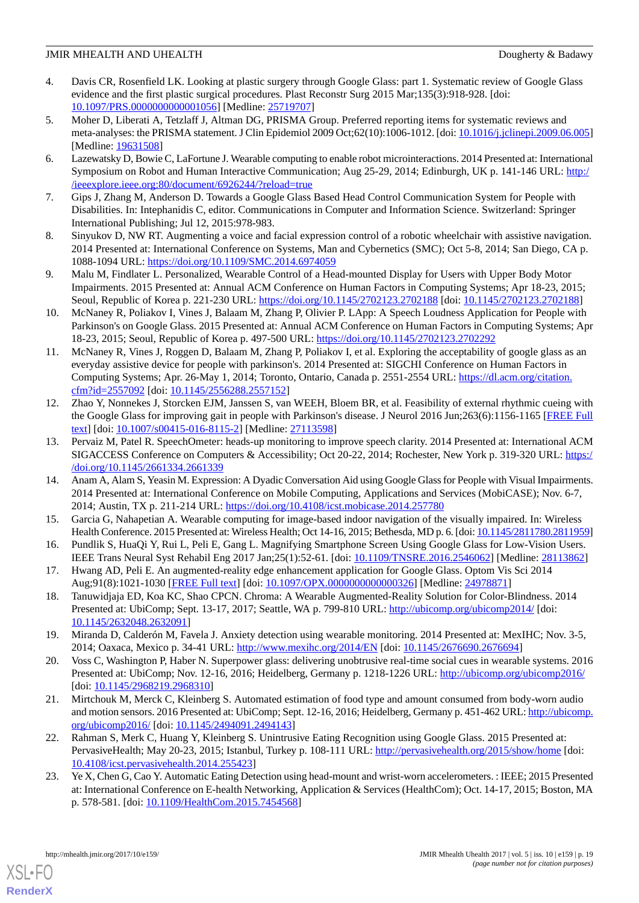4. Davis CR, Rosenfield LK. Looking at plastic surgery through Google Glass: part 1. Systematic review of Google Glass evidence and the first plastic surgical procedures. Plast Reconstr Surg 2015 Mar;135(3):918-928. [doi: 10.1097/PRS.0000000000001056] [Medline: 25719707]
5. Moher D, Liberati A, Tetzlaff J, Altman DG, PRISMA Group. Preferred reporting items for systematic reviews and meta-analyses: the PRISMA statement. J Clin Epidemiol 2009 Oct;62(10):1006-1012. [doi: 10.1016/j.jclinepi.2009.06.005] [Medline: 19631508]
6. Lazewatsky D, Bowie C, LaFortune J. Wearable computing to enable robot microinteractions. 2014 Presented at: International Symposium on Robot and Human Interactive Communication; Aug 25-29, 2014; Edinburgh, UK p. 141-146 URL: http://ieeexplore.ieee.org:80/document/6926244/?reload=true
7. Gips J, Zhang M, Anderson D. Towards a Google Glass Based Head Control Communication System for People with Disabilities. In: Intephanidis C, editor. Communications in Computer and Information Science. Switzerland: Springer International Publishing; Jul 12, 2015:978-983.
8. Sinyukov D, NW RT. Augmenting a voice and facial expression control of a robotic wheelchair with assistive navigation. 2014 Presented at: International Conference on Systems, Man and Cybernetics (SMC); Oct 5-8, 2014; San Diego, CA p. 1088-1094 URL: https://doi.org/10.1109/SMC.2014.6974059
9. Malu M, Findlater L. Personalized, Wearable Control of a Head-mounted Display for Users with Upper Body Motor Impairments. 2015 Presented at: Annual ACM Conference on Human Factors in Computing Systems; Apr 18-23, 2015; Seoul, Republic of Korea p. 221-230 URL: https://doi.org/10.1145/2702123.2702188 [doi: 10.1145/2702123.2702188]
10. McNaney R, Poliakov I, Vines J, Balaam M, Zhang P, Olivier P. LApp: A Speech Loudness Application for People with Parkinson's on Google Glass. 2015 Presented at: Annual ACM Conference on Human Factors in Computing Systems; Apr 18-23, 2015; Seoul, Republic of Korea p. 497-500 URL: https://doi.org/10.1145/2702123.2702292
11. McNaney R, Vines J, Roggen D, Balaam M, Zhang P, Poliakov I, et al. Exploring the acceptability of google glass as an everyday assistive device for people with parkinson's. 2014 Presented at: SIGCHI Conference on Human Factors in Computing Systems; Apr. 26-May 1, 2014; Toronto, Ontario, Canada p. 2551-2554 URL: https://dl.acm.org/citation.cfm?id=2557092 [doi: 10.1145/2556288.2557152]
12. Zhao Y, Nonnekes J, Storcken EJM, Janssen S, van WEEH, Bloem BR, et al. Feasibility of external rhythmic cueing with the Google Glass for improving gait in people with Parkinson's disease. J Neurol 2016 Jun;263(6):1156-1165 [FREE Full text] [doi: 10.1007/s00415-016-8115-2] [Medline: 27113598]
13. Pervaiz M, Patel R. SpeechOmeter: heads-up monitoring to improve speech clarity. 2014 Presented at: International ACM SIGACCESS Conference on Computers & Accessibility; Oct 20-22, 2014; Rochester, New York p. 319-320 URL: https://doi.org/10.1145/2661334.2661339
14. Anam A, Alam S, Yeasin M. Expression: A Dyadic Conversation Aid using Google Glass for People with Visual Impairments. 2014 Presented at: International Conference on Mobile Computing, Applications and Services (MobiCASE); Nov. 6-7, 2014; Austin, TX p. 211-214 URL: https://doi.org/10.4108/icst.mobicase.2014.257780
15. Garcia G, Nahapetian A. Wearable computing for image-based indoor navigation of the visually impaired. In: Wireless Health Conference. 2015 Presented at: Wireless Health; Oct 14-16, 2015; Bethesda, MD p. 6. [doi: 10.1145/2811780.2811959]
16. Pundlik S, HuaQi Y, Rui L, Peli E, Gang L. Magnifying Smartphone Screen Using Google Glass for Low-Vision Users. IEEE Trans Neural Syst Rehabil Eng 2017 Jan;25(1):52-61. [doi: 10.1109/TNSRE.2016.2546062] [Medline: 28113862]
17. Hwang AD, Peli E. An augmented-reality edge enhancement application for Google Glass. Optom Vis Sci 2014 Aug;91(8):1021-1030 [FREE Full text] [doi: 10.1097/OPX.0000000000000326] [Medline: 24978871]
18. Tanuwidjaja ED, Koa KC, Shao CPCN. Chroma: A Wearable Augmented-Reality Solution for Color-Blindness. 2014 Presented at: UbiComp; Sept. 13-17, 2017; Seattle, WA p. 799-810 URL: http://ubicomp.org/ubicomp2014/ [doi: 10.1145/2632048.2632091]
19. Miranda D, Calderón M, Favela J. Anxiety detection using wearable monitoring. 2014 Presented at: MexIHC; Nov. 3-5, 2014; Oaxaca, Mexico p. 34-41 URL: http://www.mexihc.org/2014/EN [doi: 10.1145/2676690.2676694]
20. Voss C, Washington P, Haber N. Superpower glass: delivering unobtrusive real-time social cues in wearable systems. 2016 Presented at: UbiComp; Nov. 12-16, 2016; Heidelberg, Germany p. 1218-1226 URL: http://ubicomp.org/ubicomp2016/ [doi: 10.1145/2968219.2968310]
21. Mirtchouk M, Merck C, Kleinberg S. Automated estimation of food type and amount consumed from body-worn audio and motion sensors. 2016 Presented at: UbiComp; Sept. 12-16, 2016; Heidelberg, Germany p. 451-462 URL: http://ubicomp.org/ubicomp2016/ [doi: 10.1145/2494091.2494143]
22. Rahman S, Merk C, Huang Y, Kleinberg S. Unintrusive Eating Recognition using Google Glass. 2015 Presented at: PervasiveHealth; May 20-23, 2015; Istanbul, Turkey p. 108-111 URL: http://pervasivehealth.org/2015/show/home [doi: 10.4108/icst.pervasivehealth.2014.255423]
23. Ye X, Chen G, Cao Y. Automatic Eating Detection using head-mount and wrist-worn accelerometers. : IEEE; 2015 Presented at: International Conference on E-health Networking, Application & Services (HealthCom); Oct. 14-17, 2015; Boston, MA p. 578-581. [doi: 10.1109/HealthCom.2015.7454568]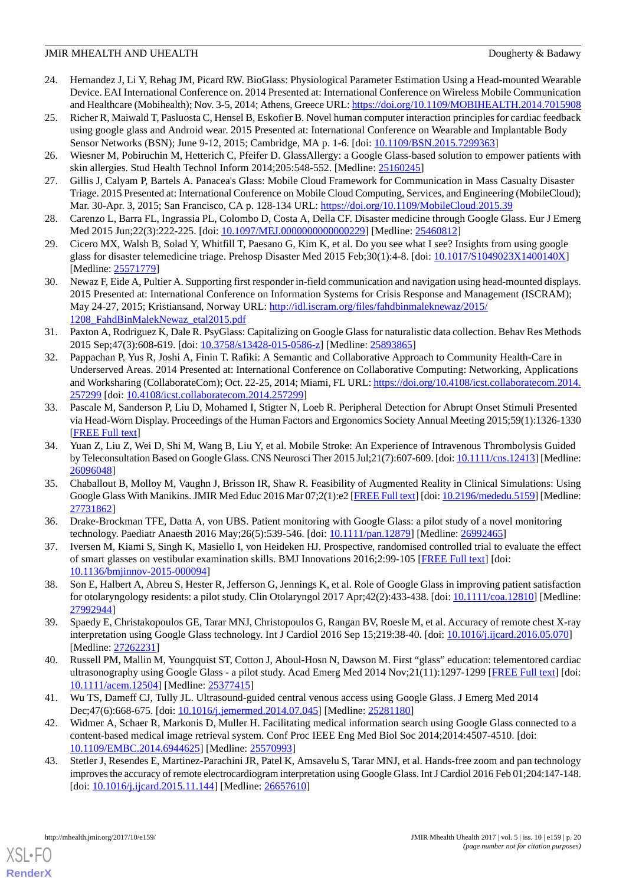24. Hernandez J, Li Y, Rehag JM, Picard RW. BioGlass: Physiological Parameter Estimation Using a Head-mounted Wearable Device. EAI International Conference on. 2014 Presented at: International Conference on Wireless Mobile Communication and Healthcare (Mobihealth); Nov. 3-5, 2014; Athens, Greece URL: https://doi.org/10.1109/MOBIHEALTH.2014.7015908
25. Richer R, Maiwald T, Pasluosta C, Hensel B, Eskofier B. Novel human computer interaction principles for cardiac feedback using google glass and Android wear. 2015 Presented at: International Conference on Wearable and Implantable Body Sensor Networks (BSN); June 9-12, 2015; Cambridge, MA p. 1-6. [doi: 10.1109/BSN.2015.7299363]
26. Wiesner M, Pobiruchin M, Hetterich C, Pfeifer D. GlassAllergy: a Google Glass-based solution to empower patients with skin allergies. Stud Health Technol Inform 2014;205:548-552. [Medline: 25160245]
27. Gillis J, Calyam P, Bartels A. Panacea's Glass: Mobile Cloud Framework for Communication in Mass Casualty Disaster Triage. 2015 Presented at: International Conference on Mobile Cloud Computing, Services, and Engineering (MobileCloud); Mar. 30-Apr. 3, 2015; San Francisco, CA p. 128-134 URL: https://doi.org/10.1109/MobileCloud.2015.39
28. Carenzo L, Barra FL, Ingrassia PL, Colombo D, Costa A, Della CF. Disaster medicine through Google Glass. Eur J Emerg Med 2015 Jun;22(3):222-225. [doi: 10.1097/MEJ.0000000000000229] [Medline: 25460812]
29. Cicero MX, Walsh B, Solad Y, Whitfill T, Paesano G, Kim K, et al. Do you see what I see? Insights from using google glass for disaster telemedicine triage. Prehosp Disaster Med 2015 Feb;30(1):4-8. [doi: 10.1017/S1049023X1400140X] [Medline: 25571779]
30. Newaz F, Eide A, Pultier A. Supporting first responder in-field communication and navigation using head-mounted displays. 2015 Presented at: International Conference on Information Systems for Crisis Response and Management (ISCRAM); May 24-27, 2015; Kristiansand, Norway URL: http://idl.iscram.org/files/fahdbinmaleknewaz/2015/1208_FahdBinMalekNewaz_etal2015.pdf
31. Paxton A, Rodriguez K, Dale R. PsyGlass: Capitalizing on Google Glass for naturalistic data collection. Behav Res Methods 2015 Sep;47(3):608-619. [doi: 10.3758/s13428-015-0586-z] [Medline: 25893865]
32. Pappachan P, Yus R, Joshi A, Finin T. Rafiki: A Semantic and Collaborative Approach to Community Health-Care in Underserved Areas. 2014 Presented at: International Conference on Collaborative Computing: Networking, Applications and Worksharing (CollaborateCom); Oct. 22-25, 2014; Miami, FL URL: https://doi.org/10.4108/icst.collaboratecom.2014.257299 [doi: 10.4108/icst.collaboratecom.2014.257299]
33. Pascale M, Sanderson P, Liu D, Mohamed I, Stigter N, Loeb R. Peripheral Detection for Abrupt Onset Stimuli Presented via Head-Worn Display. Proceedings of the Human Factors and Ergonomics Society Annual Meeting 2015;59(1):1326-1330 [FREE Full text]
34. Yuan Z, Liu Z, Wei D, Shi M, Wang B, Liu Y, et al. Mobile Stroke: An Experience of Intravenous Thrombolysis Guided by Teleconsultation Based on Google Glass. CNS Neurosci Ther 2015 Jul;21(7):607-609. [doi: 10.1111/cns.12413] [Medline: 26096048]
35. Chaballout B, Molloy M, Vaughn J, Brisson IR, Shaw R. Feasibility of Augmented Reality in Clinical Simulations: Using Google Glass With Manikins. JMIR Med Educ 2016 Mar 07;2(1):e2 [FREE Full text] [doi: 10.2196/mededu.5159] [Medline: 27731862]
36. Drake-Brockman TFE, Datta A, von UBS. Patient monitoring with Google Glass: a pilot study of a novel monitoring technology. Paediatr Anaesth 2016 May;26(5):539-546. [doi: 10.1111/pan.12879] [Medline: 26992465]
37. Iversen M, Kiami S, Singh K, Masiello I, von Heideken HJ. Prospective, randomised controlled trial to evaluate the effect of smart glasses on vestibular examination skills. BMJ Innovations 2016;2:99-105 [FREE Full text] [doi: 10.1136/bmjinnov-2015-000094]
38. Son E, Halbert A, Abreu S, Hester R, Jefferson G, Jennings K, et al. Role of Google Glass in improving patient satisfaction for otolaryngology residents: a pilot study. Clin Otolaryngol 2017 Apr;42(2):433-438. [doi: 10.1111/coa.12810] [Medline: 27992944]
39. Spaedy E, Christakopoulos GE, Tarar MNJ, Christopoulos G, Rangan BV, Roesle M, et al. Accuracy of remote chest X-ray interpretation using Google Glass technology. Int J Cardiol 2016 Sep 15;219:38-40. [doi: 10.1016/j.ijcard.2016.05.070] [Medline: 27262231]
40. Russell PM, Mallin M, Youngquist ST, Cotton J, Aboul-Hosn N, Dawson M. First "glass" education: telementored cardiac ultrasonography using Google Glass - a pilot study. Acad Emerg Med 2014 Nov;21(11):1297-1299 [FREE Full text] [doi: 10.1111/acem.12504] [Medline: 25377415]
41. Wu TS, Dameff CJ, Tully JL. Ultrasound-guided central venous access using Google Glass. J Emerg Med 2014 Dec;47(6):668-675. [doi: 10.1016/j.jemermed.2014.07.045] [Medline: 25281180]
42. Widmer A, Schaer R, Markonis D, Muller H. Facilitating medical information search using Google Glass connected to a content-based medical image retrieval system. Conf Proc IEEE Eng Med Biol Soc 2014;2014:4507-4510. [doi: 10.1109/EMBC.2014.6944625] [Medline: 25570993]
43. Stetler J, Resendes E, Martinez-Parachini JR, Patel K, Amsavelu S, Tarar MNJ, et al. Hands-free zoom and pan technology improves the accuracy of remote electrocardiogram interpretation using Google Glass. Int J Cardiol 2016 Feb 01;204:147-148. [doi: 10.1016/j.ijcard.2015.11.144] [Medline: 26657610]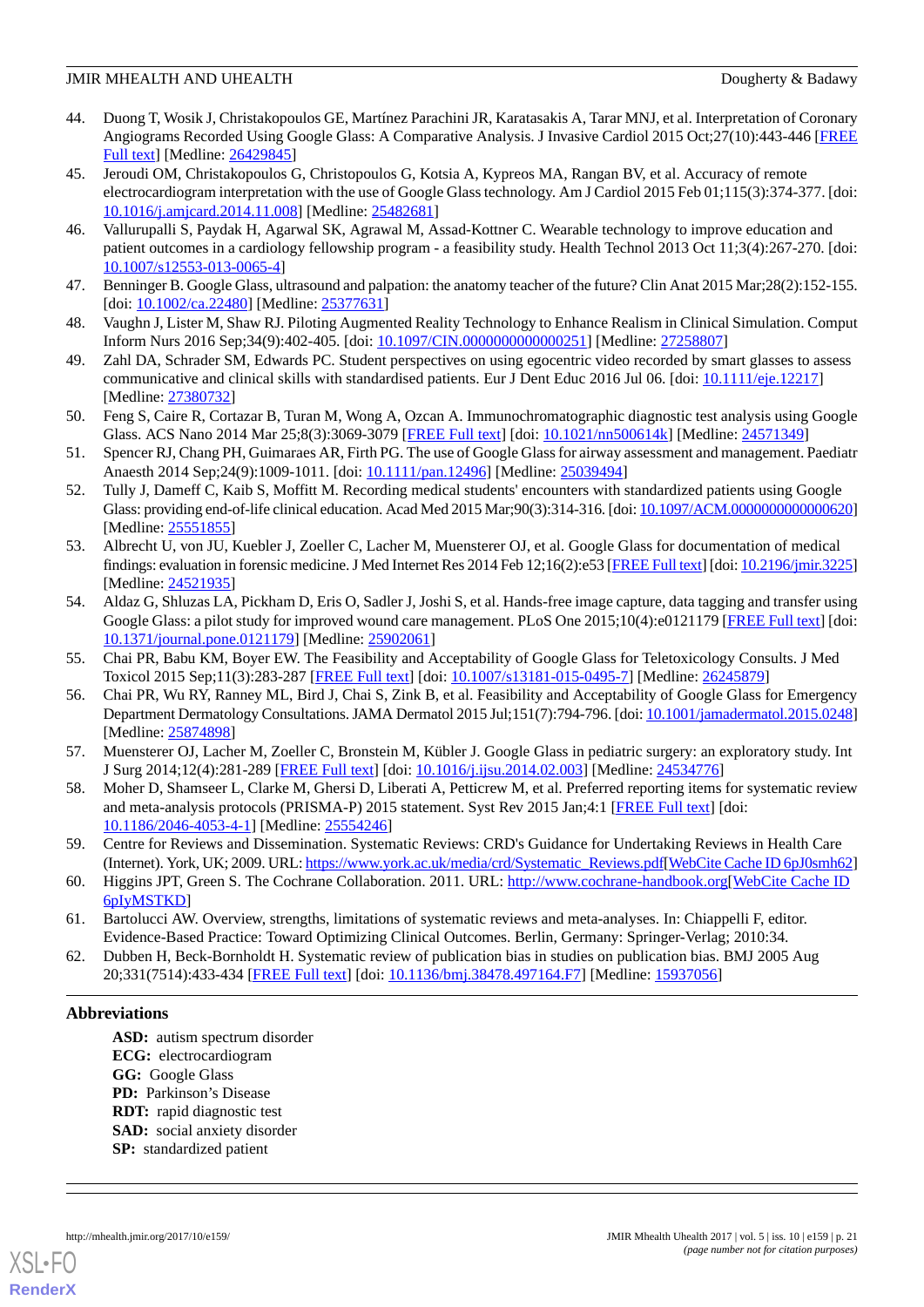44. Duong T, Wosik J, Christakopoulos GE, Martínez Parachini JR, Karatasakis A, Tarar MNJ, et al. Interpretation of Coronary Angiograms Recorded Using Google Glass: A Comparative Analysis. J Invasive Cardiol 2015 Oct;27(10):443-446 [FREE Full text] [Medline: 26429845]
45. Jeroudi OM, Christakopoulos G, Christopoulos G, Kotsia A, Kypreos MA, Rangan BV, et al. Accuracy of remote electrocardiogram interpretation with the use of Google Glass technology. Am J Cardiol 2015 Feb 01;115(3):374-377. [doi: 10.1016/j.amjcard.2014.11.008] [Medline: 25482681]
46. Vallurupalli S, Paydak H, Agarwal SK, Agrawal M, Assad-Kottner C. Wearable technology to improve education and patient outcomes in a cardiology fellowship program - a feasibility study. Health Technol 2013 Oct 11;3(4):267-270. [doi: 10.1007/s12553-013-0065-4]
47. Benninger B. Google Glass, ultrasound and palpation: the anatomy teacher of the future? Clin Anat 2015 Mar;28(2):152-155. [doi: 10.1002/ca.22480] [Medline: 25377631]
48. Vaughn J, Lister M, Shaw RJ. Piloting Augmented Reality Technology to Enhance Realism in Clinical Simulation. Comput Inform Nurs 2016 Sep;34(9):402-405. [doi: 10.1097/CIN.0000000000000251] [Medline: 27258807]
49. Zahl DA, Schrader SM, Edwards PC. Student perspectives on using egocentric video recorded by smart glasses to assess communicative and clinical skills with standardised patients. Eur J Dent Educ 2016 Jul 06. [doi: 10.1111/eje.12217] [Medline: 27380732]
50. Feng S, Caire R, Cortazar B, Turan M, Wong A, Ozcan A. Immunochromatographic diagnostic test analysis using Google Glass. ACS Nano 2014 Mar 25;8(3):3069-3079 [FREE Full text] [doi: 10.1021/nn500614k] [Medline: 24571349]
51. Spencer RJ, Chang PH, Guimaraes AR, Firth PG. The use of Google Glass for airway assessment and management. Paediatr Anaesth 2014 Sep;24(9):1009-1011. [doi: 10.1111/pan.12496] [Medline: 25039494]
52. Tully J, Dameff C, Kaib S, Moffitt M. Recording medical students' encounters with standardized patients using Google Glass: providing end-of-life clinical education. Acad Med 2015 Mar;90(3):314-316. [doi: 10.1097/ACM.0000000000000620] [Medline: 25551855]
53. Albrecht U, von JU, Kuebler J, Zoeller C, Lacher M, Muensterer OJ, et al. Google Glass for documentation of medical findings: evaluation in forensic medicine. J Med Internet Res 2014 Feb 12;16(2):e53 [FREE Full text] [doi: 10.2196/jmir.3225] [Medline: 24521935]
54. Aldaz G, Shluzas LA, Pickham D, Eris O, Sadler J, Joshi S, et al. Hands-free image capture, data tagging and transfer using Google Glass: a pilot study for improved wound care management. PLoS One 2015;10(4):e0121179 [FREE Full text] [doi: 10.1371/journal.pone.0121179] [Medline: 25902061]
55. Chai PR, Babu KM, Boyer EW. The Feasibility and Acceptability of Google Glass for Teletoxicology Consults. J Med Toxicol 2015 Sep;11(3):283-287 [FREE Full text] [doi: 10.1007/s13181-015-0495-7] [Medline: 26245879]
56. Chai PR, Wu RY, Ranney ML, Bird J, Chai S, Zink B, et al. Feasibility and Acceptability of Google Glass for Emergency Department Dermatology Consultations. JAMA Dermatol 2015 Jul;151(7):794-796. [doi: 10.1001/jamadermatol.2015.0248] [Medline: 25874898]
57. Muensterer OJ, Lacher M, Zoeller C, Bronstein M, Kübler J. Google Glass in pediatric surgery: an exploratory study. Int J Surg 2014;12(4):281-289 [FREE Full text] [doi: 10.1016/j.ijsu.2014.02.003] [Medline: 24534776]
58. Moher D, Shamseer L, Clarke M, Ghersi D, Liberati A, Petticrew M, et al. Preferred reporting items for systematic review and meta-analysis protocols (PRISMA-P) 2015 statement. Syst Rev 2015 Jan;4:1 [FREE Full text] [doi: 10.1186/2046-4053-4-1] [Medline: 25554246]
59. Centre for Reviews and Dissemination. Systematic Reviews: CRD's Guidance for Undertaking Reviews in Health Care (Internet). York, UK; 2009. URL: https://www.york.ac.uk/media/crd/Systematic_Reviews.pdf[WebCite Cache ID 6pJ0smh62]
60. Higgins JPT, Green S. The Cochrane Collaboration. 2011. URL: http://www.cochrane-handbook.org[WebCite Cache ID 6pIyMSTKD]
61. Bartolucci AW. Overview, strengths, limitations of systematic reviews and meta-analyses. In: Chiappelli F, editor. Evidence-Based Practice: Toward Optimizing Clinical Outcomes. Berlin, Germany: Springer-Verlag; 2010:34.
62. Dubben H, Beck-Bornholdt H. Systematic review of publication bias in studies on publication bias. BMJ 2005 Aug 20;331(7514):433-434 [FREE Full text] [doi: 10.1136/bmj.38478.497164.F7] [Medline: 15937056]

## Abbreviations

**ASD:** autism spectrum disorder
**ECG:** electrocardiogram
**GG:** Google Glass
**PD:** Parkinson's Disease
**RDT:** rapid diagnostic test
**SAD:** social anxiety disorder
**SP:** standardized patient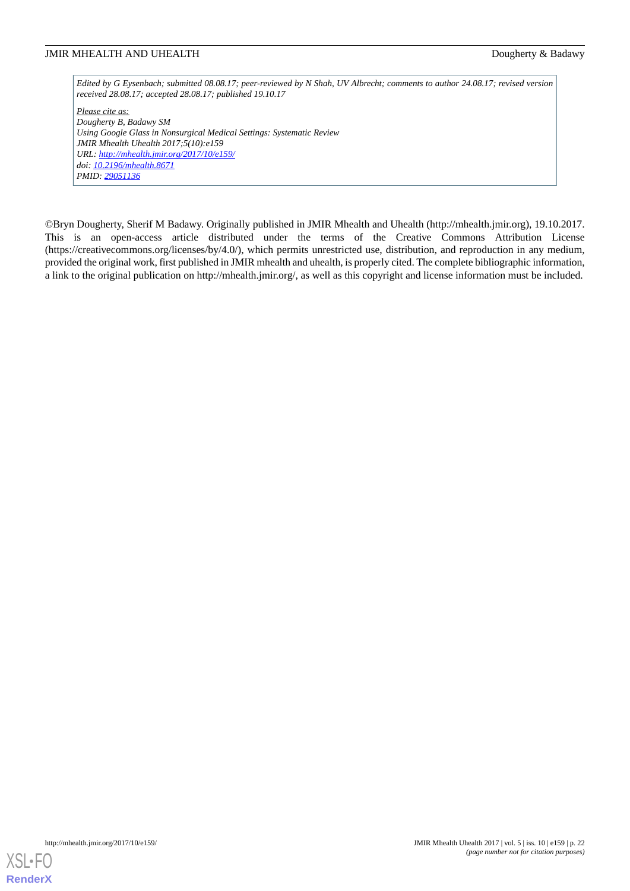*Edited by G Eysenbach; submitted 08.08.17; peer-reviewed by N Shah, UV Albrecht; comments to author 24.08.17; revised version received 28.08.17; accepted 28.08.17; published 19.10.17*

*Please cite as:*
*Dougherty B, Badawy SM*
*Using Google Glass in Nonsurgical Medical Settings: Systematic Review*
*JMIR Mhealth Uhealth 2017;5(10):e159*
*URL: http://mhealth.jmir.org/2017/10/e159/*
*doi: 10.2196/mhealth.8671*
*PMID: 29051136*

©Bryn Dougherty, Sherif M Badawy. Originally published in JMIR Mhealth and Uhealth (http://mhealth.jmir.org), 19.10.2017. This is an open-access article distributed under the terms of the Creative Commons Attribution License (https://creativecommons.org/licenses/by/4.0/), which permits unrestricted use, distribution, and reproduction in any medium, provided the original work, first published in JMIR mhealth and uhealth, is properly cited. The complete bibliographic information, a link to the original publication on http://mhealth.jmir.org/, as well as this copyright and license information must be included.